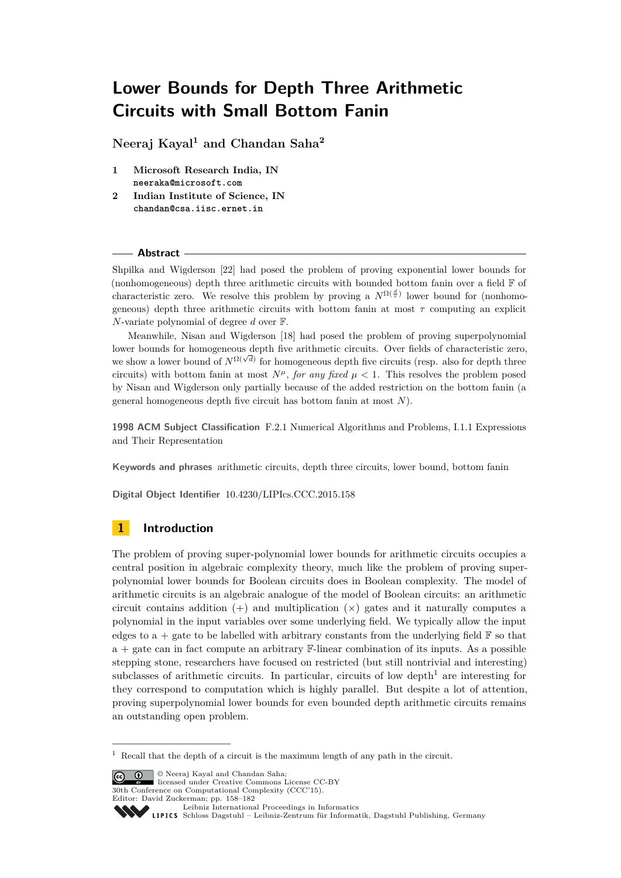# Lower Bounds for Depth Three Arithmetic Circuits with Small Bottom Fanin

**Neeraj Kayal[1] and Chandan Saha[2]**

1. **Microsoft Research India, IN**
   neeraka@microsoft.com
2. **Indian Institute of Science, IN**
   chandan@csa.iisc.ernet.in

## Abstract

Shpilka and Wigderson [22] had posed the problem of proving exponential lower bounds for (nonhomogeneous) depth three arithmetic circuits with bounded bottom fanin over a field $\mathbb{F}$ of characteristic zero. We resolve this problem by proving a $N^{\Omega(\frac{d}{\tau})}$ lower bound for (nonhomogeneous) depth three arithmetic circuits with bottom fanin at most $\tau$ computing an explicit $N$-variate polynomial of degree $d$ over $\mathbb{F}$.

Meanwhile, Nisan and Wigderson [18] had posed the problem of proving superpolynomial lower bounds for homogeneous depth five arithmetic circuits. Over fields of characteristic zero, we show a lower bound of $N^{\Omega(\sqrt{d})}$ for homogeneous depth five circuits (resp. also for depth three circuits) with bottom fanin at most $N^{\mu}$, *for any fixed* $\mu < 1$. This resolves the problem posed by Nisan and Wigderson only partially because of the added restriction on the bottom fanin (a general homogeneous depth five circuit has bottom fanin at most $N$).

**1998 ACM Subject Classification** F.2.1 Numerical Algorithms and Problems, I.1.1 Expressions and Their Representation

**Keywords and phrases** arithmetic circuits, depth three circuits, lower bound, bottom fanin

**Digital Object Identifier** 10.4230/LIPIcs.CCC.2015.158

## 1 Introduction

The problem of proving super-polynomial lower bounds for arithmetic circuits occupies a central position in algebraic complexity theory, much like the problem of proving super-polynomial lower bounds for Boolean circuits does in Boolean complexity. The model of arithmetic circuits is an algebraic analogue of the model of Boolean circuits: an arithmetic circuit contains addition (+) and multiplication (×) gates and it naturally computes a polynomial in the input variables over some underlying field. We typically allow the input edges to a + gate to be labelled with arbitrary constants from the underlying field $\mathbb{F}$ so that a + gate can in fact compute an arbitrary $\mathbb{F}$-linear combination of its inputs. As a possible stepping stone, researchers have focused on restricted (but still nontrivial and interesting) subclasses of arithmetic circuits. In particular, circuits of low depth[1] are interesting for they correspond to computation which is highly parallel. But despite a lot of attention, proving superpolynomial lower bounds for even bounded depth arithmetic circuits remains an outstanding open problem.

[1] Recall that the depth of a circuit is the maximum length of any path in the circuit.

© Neeraj Kayal and Chandan Saha; licensed under Creative Commons License CC-BY
30th Conference on Computational Complexity (CCC'15).
Editor: David Zuckerman; pp. 158–182
Leibniz International Proceedings in Informatics
Schloss Dagstuhl – Leibniz-Zentrum für Informatik, Dagstuhl Publishing, Germany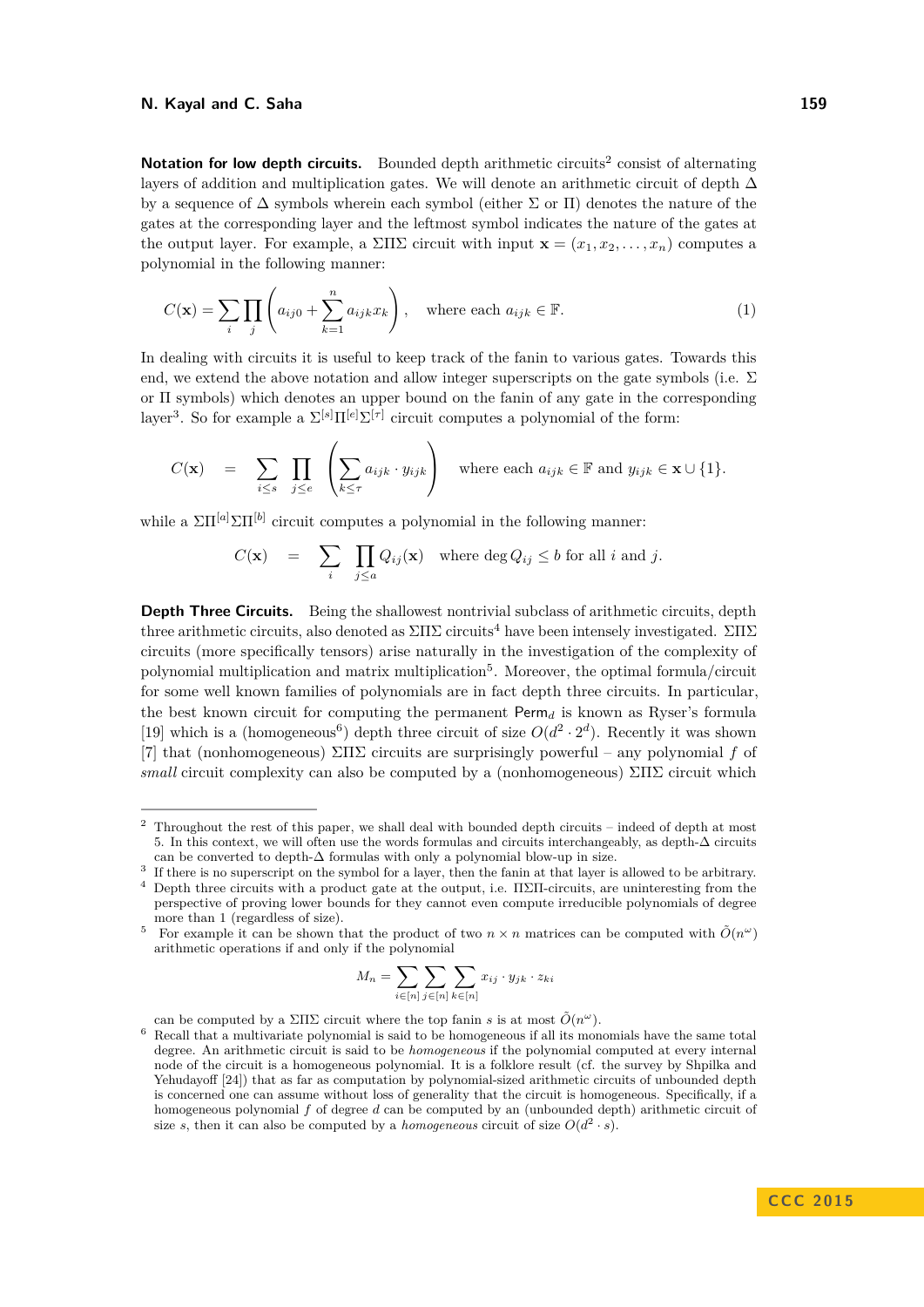**Notation for low depth circuits.** Bounded depth arithmetic circuits[2] consist of alternating layers of addition and multiplication gates. We will denote an arithmetic circuit of depth $\Delta$ by a sequence of $\Delta$ symbols wherein each symbol (either $\Sigma$ or $\Pi$) denotes the nature of the gates at the corresponding layer and the leftmost symbol indicates the nature of the gates at the output layer. For example, a $\Sigma\Pi\Sigma$ circuit with input $\mathbf{x} = (x_1, x_2, \ldots, x_n)$ computes a polynomial in the following manner:

$$C(\mathbf{x}) = \sum_i \prod_j \left( a_{ij0} + \sum_{k=1}^{n} a_{ijk} x_k \right), \quad \text{where each } a_{ijk} \in \mathbb{F}. \tag{1}$$

In dealing with circuits it is useful to keep track of the fanin to various gates. Towards this end, we extend the above notation and allow integer superscripts on the gate symbols (i.e. $\Sigma$ or $\Pi$ symbols) which denotes an upper bound on the fanin of any gate in the corresponding layer[3]. So for example a $\Sigma^{[s]}\Pi^{[e]}\Sigma^{[\tau]}$ circuit computes a polynomial of the form:

$$C(\mathbf{x}) \quad = \quad \sum_{i \leq s} \prod_{j \leq e} \left( \sum_{k \leq \tau} a_{ijk} \cdot y_{ijk} \right) \quad \text{where each } a_{ijk} \in \mathbb{F} \text{ and } y_{ijk} \in \mathbf{x} \cup \{1\}.$$

while a $\Sigma\Pi^{[a]}\Sigma\Pi^{[b]}$ circuit computes a polynomial in the following manner:

$$C(\mathbf{x}) \quad = \quad \sum_i \prod_{j \leq a} Q_{ij}(\mathbf{x}) \quad \text{where } \deg Q_{ij} \leq b \text{ for all } i \text{ and } j.$$

**Depth Three Circuits.** Being the shallowest nontrivial subclass of arithmetic circuits, depth three arithmetic circuits, also denoted as $\Sigma\Pi\Sigma$ circuits[4] have been intensely investigated. $\Sigma\Pi\Sigma$ circuits (more specifically tensors) arise naturally in the investigation of the complexity of polynomial multiplication and matrix multiplication[5]. Moreover, the optimal formula/circuit for some well known families of polynomials are in fact depth three circuits. In particular, the best known circuit for computing the permanent $\mathsf{Perm}_d$ is known as Ryser's formula [19] which is a (homogeneous[6]) depth three circuit of size $O(d^2 \cdot 2^d)$. Recently it was shown [7] that (nonhomogeneous) $\Sigma\Pi\Sigma$ circuits are surprisingly powerful – any polynomial $f$ of *small* circuit complexity can also be computed by a (nonhomogeneous) $\Sigma\Pi\Sigma$ circuit which

---

[2] Throughout the rest of this paper, we shall deal with bounded depth circuits – indeed of depth at most 5. In this context, we will often use the words formulas and circuits interchangeably, as depth-$\Delta$ circuits can be converted to depth-$\Delta$ formulas with only a polynomial blow-up in size.

[3] If there is no superscript on the symbol for a layer, then the fanin at that layer is allowed to be arbitrary.

[4] Depth three circuits with a product gate at the output, i.e. $\Pi\Sigma\Pi$-circuits, are uninteresting from the perspective of proving lower bounds for they cannot even compute irreducible polynomials of degree more than 1 (regardless of size).

[5] For example it can be shown that the product of two $n \times n$ matrices can be computed with $\tilde{O}(n^{\omega})$ arithmetic operations if and only if the polynomial

$$M_n = \sum_{i \in [n]} \sum_{j \in [n]} \sum_{k \in [n]} x_{ij} \cdot y_{jk} \cdot z_{ki}$$

can be computed by a $\Sigma\Pi\Sigma$ circuit where the top fanin $s$ is at most $\tilde{O}(n^{\omega})$.

[6] Recall that a multivariate polynomial is said to be homogeneous if all its monomials have the same total degree. An arithmetic circuit is said to be *homogeneous* if the polynomial computed at every internal node of the circuit is a homogeneous polynomial. It is a folklore result (cf. the survey by Shpilka and Yehudayoff [24]) that as far as computation by polynomial-sized arithmetic circuits of unbounded depth is concerned one can assume without loss of generality that the circuit is homogeneous. Specifically, if a homogeneous polynomial $f$ of degree $d$ can be computed by an (unbounded depth) arithmetic circuit of size $s$, then it can also be computed by a *homogeneous* circuit of size $O(d^2 \cdot s)$.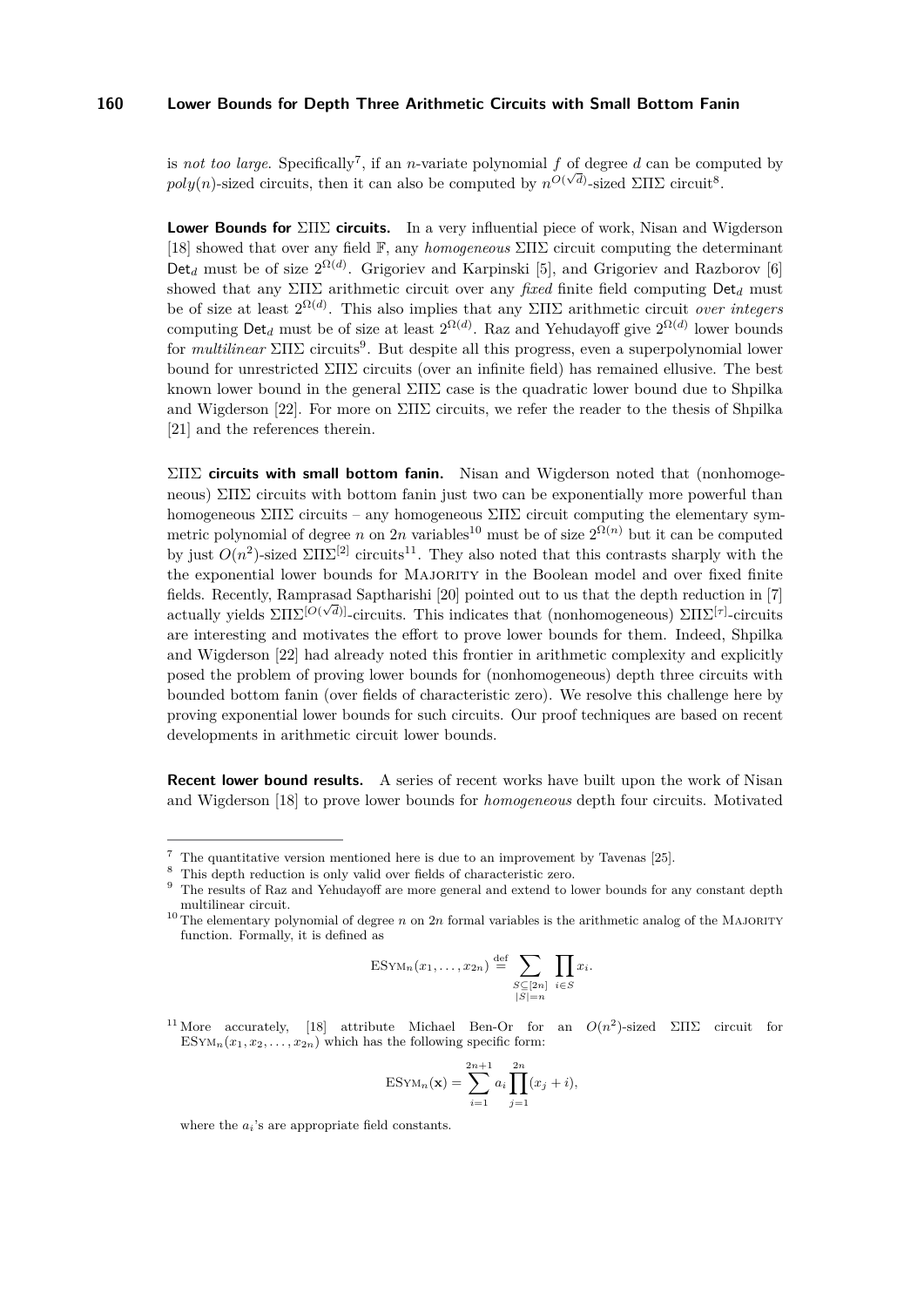is *not too large*. Specifically[7], if an $n$-variate polynomial $f$ of degree $d$ can be computed by $poly(n)$-sized circuits, then it can also be computed by $n^{O(\sqrt{d})}$-sized $\Sigma\Pi\Sigma$ circuit[8].

**Lower Bounds for $\Sigma\Pi\Sigma$ circuits.** In a very influential piece of work, Nisan and Wigderson [18] showed that over any field $\mathbb{F}$, any *homogeneous* $\Sigma\Pi\Sigma$ circuit computing the determinant $\mathsf{Det}_d$ must be of size $2^{\Omega(d)}$. Grigoriev and Karpinski [5], and Grigoriev and Razborov [6] showed that any $\Sigma\Pi\Sigma$ arithmetic circuit over any *fixed* finite field computing $\mathsf{Det}_d$ must be of size at least $2^{\Omega(d)}$. This also implies that any $\Sigma\Pi\Sigma$ arithmetic circuit *over integers* computing $\mathsf{Det}_d$ must be of size at least $2^{\Omega(d)}$. Raz and Yehudayoff give $2^{\Omega(d)}$ lower bounds for *multilinear* $\Sigma\Pi\Sigma$ circuits[9]. But despite all this progress, even a superpolynomial lower bound for unrestricted $\Sigma\Pi\Sigma$ circuits (over an infinite field) has remained ellusive. The best known lower bound in the general $\Sigma\Pi\Sigma$ case is the quadratic lower bound due to Shpilka and Wigderson [22]. For more on $\Sigma\Pi\Sigma$ circuits, we refer the reader to the thesis of Shpilka [21] and the references therein.

**$\Sigma\Pi\Sigma$ circuits with small bottom fanin.** Nisan and Wigderson noted that (nonhomogeneous) $\Sigma\Pi\Sigma$ circuits with bottom fanin just two can be exponentially more powerful than homogeneous $\Sigma\Pi\Sigma$ circuits – any homogeneous $\Sigma\Pi\Sigma$ circuit computing the elementary symmetric polynomial of degree $n$ on $2n$ variables[10] must be of size $2^{\Omega(n)}$ but it can be computed by just $O(n^2)$-sized $\Sigma\Pi\Sigma^{[2]}$ circuits[11]. They also noted that this contrasts sharply with the the exponential lower bounds for MAJORITY in the Boolean model and over fixed finite fields. Recently, Ramprasad Saptharishi [20] pointed out to us that the depth reduction in [7] actually yields $\Sigma\Pi\Sigma^{[O(\sqrt{d})]}$-circuits. This indicates that (nonhomogeneous) $\Sigma\Pi\Sigma^{[\tau]}$-circuits are interesting and motivates the effort to prove lower bounds for them. Indeed, Shpilka and Wigderson [22] had already noted this frontier in arithmetic complexity and explicitly posed the problem of proving lower bounds for (nonhomogeneous) depth three circuits with bounded bottom fanin (over fields of characteristic zero). We resolve this challenge here by proving exponential lower bounds for such circuits. Our proof techniques are based on recent developments in arithmetic circuit lower bounds.

**Recent lower bound results.** A series of recent works have built upon the work of Nisan and Wigderson [18] to prove lower bounds for *homogeneous* depth four circuits. Motivated

---

[7] The quantitative version mentioned here is due to an improvement by Tavenas [25].

[8] This depth reduction is only valid over fields of characteristic zero.

[9] The results of Raz and Yehudayoff are more general and extend to lower bounds for any constant depth multilinear circuit.

[10] The elementary polynomial of degree $n$ on $2n$ formal variables is the arithmetic analog of the MAJORITY function. Formally, it is defined as

$$\mathrm{ESYM}_n(x_1, \ldots, x_{2n}) \stackrel{\text{def}}{=} \sum_{\substack{S \subseteq [2n] \\ |S| = n}} \prod_{i \in S} x_i.$$

[11] More accurately, [18] attribute Michael Ben-Or for an $O(n^2)$-sized $\Sigma\Pi\Sigma$ circuit for $\mathrm{ESYM}_n(x_1, x_2, \ldots, x_{2n})$ which has the following specific form:

$$\mathrm{ESYM}_n(\mathbf{x}) = \sum_{i=1}^{2n+1} a_i \prod_{j=1}^{2n} (x_j + i),$$

where the $a_i$'s are appropriate field constants.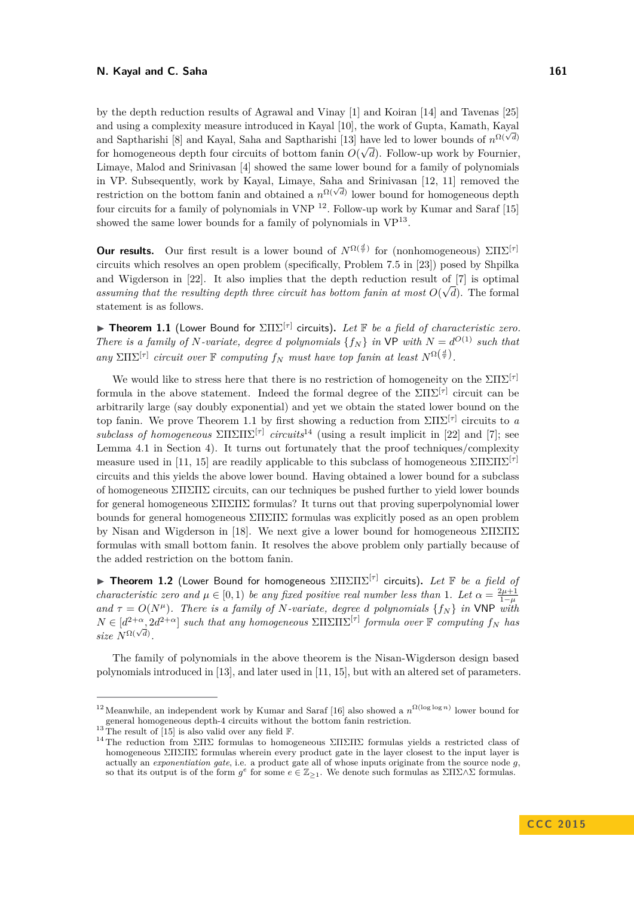by the depth reduction results of Agrawal and Vinay [1] and Koiran [14] and Tavenas [25] and using a complexity measure introduced in Kayal [10], the work of Gupta, Kamath, Kayal and Saptharishi [8] and Kayal, Saha and Saptharishi [13] have led to lower bounds of $n^{\Omega(\sqrt{d})}$ for homogeneous depth four circuits of bottom fanin $O(\sqrt{d})$. Follow-up work by Fournier, Limaye, Malod and Srinivasan [4] showed the same lower bound for a family of polynomials in VP. Subsequently, work by Kayal, Limaye, Saha and Srinivasan [12, 11] removed the restriction on the bottom fanin and obtained a $n^{\Omega(\sqrt{d})}$ lower bound for homogeneous depth four circuits for a family of polynomials in VNP [12]. Follow-up work by Kumar and Saraf [15] showed the same lower bounds for a family of polynomials in VP[13].

**Our results.** Our first result is a lower bound of $N^{\Omega(\frac{d}{\tau})}$ for (nonhomogeneous) $\Sigma\Pi\Sigma^{[\tau]}$ circuits which resolves an open problem (specifically, Problem 7.5 in [23]) posed by Shpilka and Wigderson in [22]. It also implies that the depth reduction result of [7] is optimal *assuming that the resulting depth three circuit has bottom fanin at most* $O(\sqrt{d})$. The formal statement is as follows.

▶ **Theorem 1.1** (Lower Bound for $\Sigma\Pi\Sigma^{[\tau]}$ circuits). *Let $\mathbb{F}$ be a field of characteristic zero. There is a family of $N$-variate, degree $d$ polynomials $\{f_N\}$ in* VP *with $N = d^{O(1)}$ such that any $\Sigma\Pi\Sigma^{[\tau]}$ circuit over $\mathbb{F}$ computing $f_N$ must have top fanin at least $N^{\Omega(\frac{d}{\tau})}$.*

We would like to stress here that there is no restriction of homogeneity on the $\Sigma\Pi\Sigma^{[\tau]}$ formula in the above statement. Indeed the formal degree of the $\Sigma\Pi\Sigma^{[\tau]}$ circuit can be arbitrarily large (say doubly exponential) and yet we obtain the stated lower bound on the top fanin. We prove Theorem 1.1 by first showing a reduction from $\Sigma\Pi\Sigma^{[\tau]}$ circuits to *a subclass of homogeneous $\Sigma\Pi\Sigma\Pi^{[\tau]}$ circuits*[14] (using a result implicit in [22] and [7]; see Lemma 4.1 in Section 4). It turns out fortunately that the proof techniques/complexity measure used in [11, 15] are readily applicable to this subclass of homogeneous $\Sigma\Pi\Sigma\Pi^{[\tau]}$ circuits and this yields the above lower bound. Having obtained a lower bound for a subclass of homogeneous $\Sigma\Pi\Sigma\Pi$ circuits, can our techniques be pushed further to yield lower bounds for general homogeneous $\Sigma\Pi\Sigma\Pi$ formulas? It turns out that proving superpolynomial lower bounds for general homogeneous $\Sigma\Pi\Sigma\Pi$ formulas was explicitly posed as an open problem by Nisan and Wigderson in [18]. We next give a lower bound for homogeneous $\Sigma\Pi\Sigma\Pi$ formulas with small bottom fanin. It resolves the above problem only partially because of the added restriction on the bottom fanin.

▶ **Theorem 1.2** (Lower Bound for homogeneous $\Sigma\Pi\Sigma\Pi^{[\tau]}$ circuits). *Let $\mathbb{F}$ be a field of characteristic zero and $\mu \in [0, 1)$ be any fixed positive real number less than 1. Let $\alpha = \frac{2\mu+1}{1-\mu}$ and $\tau = O(N^{\mu})$. There is a family of $N$-variate, degree $d$ polynomials $\{f_N\}$ in* VNP *with $N \in [d^{2+\alpha}, 2d^{2+\alpha}]$ such that any homogeneous $\Sigma\Pi\Sigma\Pi^{[\tau]}$ formula over $\mathbb{F}$ computing $f_N$ has size $N^{\Omega(\sqrt{d})}$.*

The family of polynomials in the above theorem is the Nisan-Wigderson design based polynomials introduced in [13], and later used in [11, 15], but with an altered set of parameters.

---

[12] Meanwhile, an independent work by Kumar and Saraf [16] also showed a $n^{\Omega(\log\log n)}$ lower bound for general homogeneous depth-4 circuits without the bottom fanin restriction.

[13] The result of [15] is also valid over any field $\mathbb{F}$.

[14] The reduction from $\Sigma\Pi\Sigma$ formulas to homogeneous $\Sigma\Pi\Sigma\Pi$ formulas yields a restricted class of homogeneous $\Sigma\Pi\Sigma\Pi$ formulas wherein every product gate in the layer closest to the input layer is actually an *exponentiation gate*, i.e. a product gate all of whose inputs originate from the source node $g$, so that its output is of the form $g^e$ for some $e \in \mathbb{Z}_{\geq 1}$. We denote such formulas as $\Sigma\Pi\Sigma\wedge\Sigma$ formulas.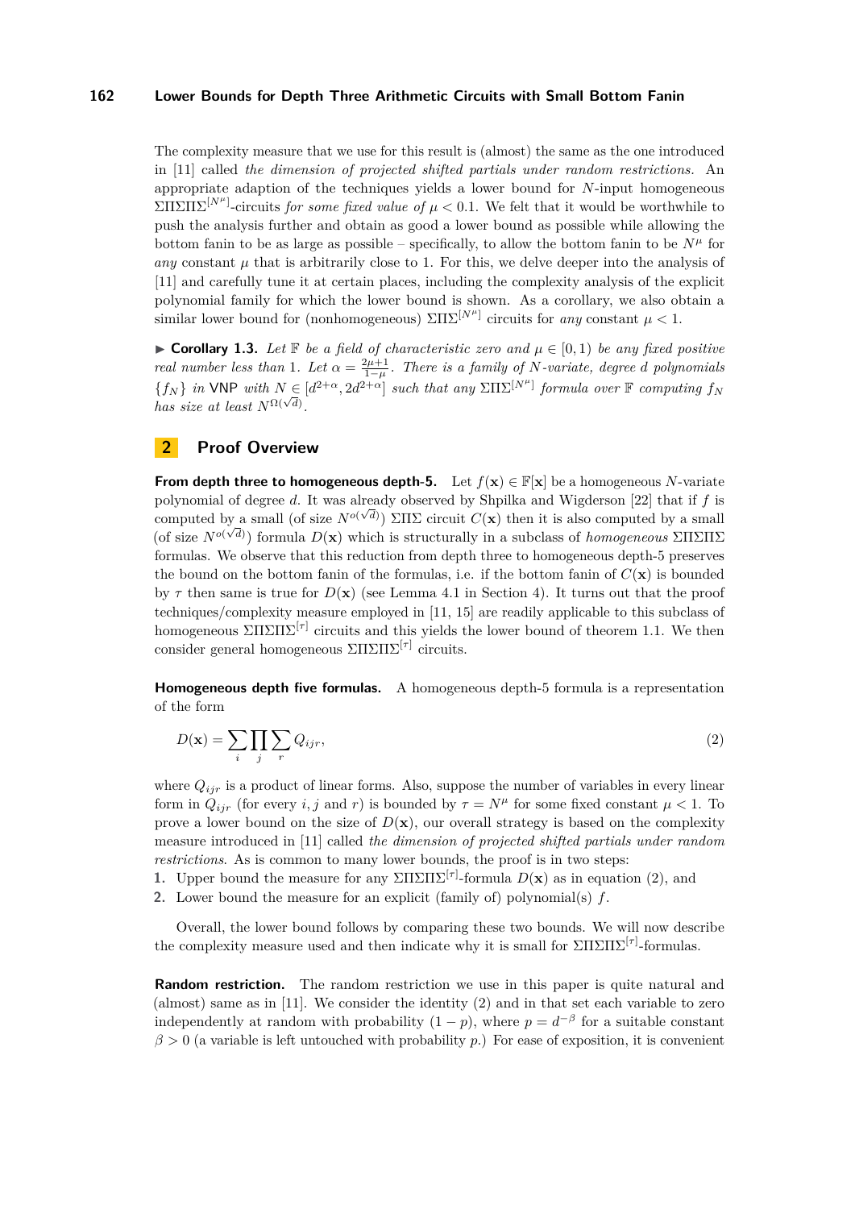The complexity measure that we use for this result is (almost) the same as the one introduced in [11] called *the dimension of projected shifted partials under random restrictions.* An appropriate adaption of the techniques yields a lower bound for $N$-input homogeneous $\Sigma\Pi\Sigma\Pi\Sigma^{[N^\mu]}$-circuits *for some fixed value of* $\mu < 0.1$. We felt that it would be worthwhile to push the analysis further and obtain as good a lower bound as possible while allowing the bottom fanin to be as large as possible – specifically, to allow the bottom fanin to be $N^\mu$ for *any* constant $\mu$ that is arbitrarily close to 1. For this, we delve deeper into the analysis of [11] and carefully tune it at certain places, including the complexity analysis of the explicit polynomial family for which the lower bound is shown. As a corollary, we also obtain a similar lower bound for (nonhomogeneous) $\Sigma\Pi\Sigma^{[N^\mu]}$ circuits for *any* constant $\mu < 1$.

▶ **Corollary 1.3.** *Let $\mathbb{F}$ be a field of characteristic zero and $\mu \in [0, 1)$ be any fixed positive real number less than 1. Let $\alpha = \frac{2\mu+1}{1-\mu}$. There is a family of $N$-variate, degree $d$ polynomials $\{f_N\}$ in* VNP *with $N \in [d^{2+\alpha}, 2d^{2+\alpha}]$ such that any $\Sigma\Pi\Sigma^{[N^\mu]}$ formula over $\mathbb{F}$ computing $f_N$ has size at least $N^{\Omega(\sqrt{d})}$.*

## 2 Proof Overview

**From depth three to homogeneous depth-5.** Let $f(\mathbf{x}) \in \mathbb{F}[\mathbf{x}]$ be a homogeneous $N$-variate polynomial of degree $d$. It was already observed by Shpilka and Wigderson [22] that if $f$ is computed by a small (of size $N^{o(\sqrt{d})}$) $\Sigma\Pi\Sigma$ circuit $C(\mathbf{x})$ then it is also computed by a small (of size $N^{o(\sqrt{d})}$) formula $D(\mathbf{x})$ which is structurally in a subclass of *homogeneous* $\Sigma\Pi\Sigma\Pi\Sigma$ formulas. We observe that this reduction from depth three to homogeneous depth-5 preserves the bound on the bottom fanin of the formulas, i.e. if the bottom fanin of $C(\mathbf{x})$ is bounded by $\tau$ then same is true for $D(\mathbf{x})$ (see Lemma 4.1 in Section 4). It turns out that the proof techniques/complexity measure employed in [11, 15] are readily applicable to this subclass of homogeneous $\Sigma\Pi\Sigma\Pi\Sigma^{[\tau]}$ circuits and this yields the lower bound of theorem 1.1. We then consider general homogeneous $\Sigma\Pi\Sigma\Pi\Sigma^{[\tau]}$ circuits.

**Homogeneous depth five formulas.** A homogeneous depth-5 formula is a representation of the form

$$D(\mathbf{x}) = \sum_i \prod_j \sum_r Q_{ijr}, \tag{2}$$

where $Q_{ijr}$ is a product of linear forms. Also, suppose the number of variables in every linear form in $Q_{ijr}$ (for every $i, j$ and $r$) is bounded by $\tau = N^\mu$ for some fixed constant $\mu < 1$. To prove a lower bound on the size of $D(\mathbf{x})$, our overall strategy is based on the complexity measure introduced in [11] called *the dimension of projected shifted partials under random restrictions*. As is common to many lower bounds, the proof is in two steps:

1. Upper bound the measure for any $\Sigma\Pi\Sigma\Pi\Sigma^{[\tau]}$-formula $D(\mathbf{x})$ as in equation (2), and
2. Lower bound the measure for an explicit (family of) polynomial(s) $f$.

Overall, the lower bound follows by comparing these two bounds. We will now describe the complexity measure used and then indicate why it is small for $\Sigma\Pi\Sigma\Pi\Sigma^{[\tau]}$-formulas.

**Random restriction.** The random restriction we use in this paper is quite natural and (almost) same as in [11]. We consider the identity (2) and in that set each variable to zero independently at random with probability $(1 - p)$, where $p = d^{-\beta}$ for a suitable constant $\beta > 0$ (a variable is left untouched with probability $p$.) For ease of exposition, it is convenient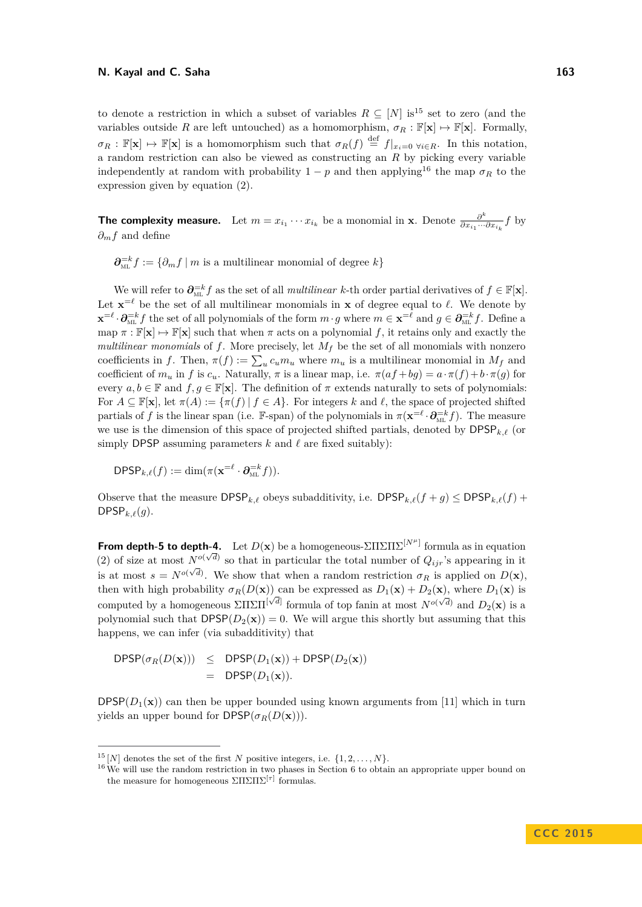to denote a restriction in which a subset of variables $R \subseteq [N]$ is[15] set to zero (and the variables outside $R$ are left untouched) as a homomorphism, $\sigma_R : \mathbb{F}[\mathbf{x}] \mapsto \mathbb{F}[\mathbf{x}]$. Formally, $\sigma_R : \mathbb{F}[\mathbf{x}] \mapsto \mathbb{F}[\mathbf{x}]$ is a homomorphism such that $\sigma_R(f) \stackrel{\text{def}}{=} f|_{x_i=0 \ \forall i \in R}$. In this notation, a random restriction can also be viewed as constructing an $R$ by picking every variable independently at random with probability $1-p$ and then applying[16] the map $\sigma_R$ to the expression given by equation (2).

**The complexity measure.** Let $m = x_{i_1} \cdots x_{i_k}$ be a monomial in $\mathbf{x}$. Denote $\frac{\partial^k}{\partial x_{i_1} \cdots \partial x_{i_k}} f$ by $\partial_m f$ and define

$$\boldsymbol{\partial}_{\text{ML}}^{=k} f := \{\partial_m f \mid m \text{ is a multilinear monomial of degree } k\}$$

We will refer to $\boldsymbol{\partial}_{\text{ML}}^{=k} f$ as the set of all *multilinear* $k$-th order partial derivatives of $f \in \mathbb{F}[\mathbf{x}]$. Let $\mathbf{x}^{=\ell}$ be the set of all multilinear monomials in $\mathbf{x}$ of degree equal to $\ell$. We denote by $\mathbf{x}^{=\ell} \cdot \boldsymbol{\partial}_{\text{ML}}^{=k} f$ the set of all polynomials of the form $m \cdot g$ where $m \in \mathbf{x}^{=\ell}$ and $g \in \boldsymbol{\partial}_{\text{ML}}^{=k} f$. Define a map $\pi : \mathbb{F}[\mathbf{x}] \mapsto \mathbb{F}[\mathbf{x}]$ such that when $\pi$ acts on a polynomial $f$, it retains only and exactly the *multilinear monomials* of $f$. More precisely, let $M_f$ be the set of all monomials with nonzero coefficients in $f$. Then, $\pi(f) := \sum_u c_u m_u$ where $m_u$ is a multilinear monomial in $M_f$ and coefficient of $m_u$ in $f$ is $c_u$. Naturally, $\pi$ is a linear map, i.e. $\pi(af + bg) = a \cdot \pi(f) + b \cdot \pi(g)$ for every $a, b \in \mathbb{F}$ and $f, g \in \mathbb{F}[\mathbf{x}]$. The definition of $\pi$ extends naturally to sets of polynomials: For $A \subseteq \mathbb{F}[\mathbf{x}]$, let $\pi(A) := \{\pi(f) \mid f \in A\}$. For integers $k$ and $\ell$, the space of projected shifted partials of $f$ is the linear span (i.e. $\mathbb{F}$-span) of the polynomials in $\pi(\mathbf{x}^{=\ell} \cdot \boldsymbol{\partial}_{\text{ML}}^{=k} f)$. The measure we use is the dimension of this space of projected shifted partials, denoted by $\mathsf{DPSP}_{k,\ell}$ (or simply $\mathsf{DPSP}$ assuming parameters $k$ and $\ell$ are fixed suitably):

$$\mathsf{DPSP}_{k,\ell}(f) := \dim(\pi(\mathbf{x}^{=\ell} \cdot \boldsymbol{\partial}_{\text{ML}}^{=k} f)).$$

Observe that the measure $\mathsf{DPSP}_{k,\ell}$ obeys subadditivity, i.e. $\mathsf{DPSP}_{k,\ell}(f+g) \leq \mathsf{DPSP}_{k,\ell}(f) + \mathsf{DPSP}_{k,\ell}(g)$.

**From depth-5 to depth-4.** Let $D(\mathbf{x})$ be a homogeneous-$\Sigma\Pi\Sigma\Pi\Sigma^{[N^\mu]}$ formula as in equation (2) of size at most $N^{o(\sqrt{d})}$ so that in particular the total number of $Q_{ijr}$'s appearing in it is at most $s = N^{o(\sqrt{d})}$. We show that when a random restriction $\sigma_R$ is applied on $D(\mathbf{x})$, then with high probability $\sigma_R(D(\mathbf{x}))$ can be expressed as $D_1(\mathbf{x}) + D_2(\mathbf{x})$, where $D_1(\mathbf{x})$ is computed by a homogeneous $\Sigma\Pi\Sigma\Pi^{[\sqrt{d}]}$ formula of top fanin at most $N^{o(\sqrt{d})}$ and $D_2(\mathbf{x})$ is a polynomial such that $\mathsf{DPSP}(D_2(\mathbf{x})) = 0$. We will argue this shortly but assuming that this happens, we can infer (via subadditivity) that

$$\begin{aligned}
\mathsf{DPSP}(\sigma_R(D(\mathbf{x}))) &\leq \mathsf{DPSP}(D_1(\mathbf{x})) + \mathsf{DPSP}(D_2(\mathbf{x})) \\
&= \mathsf{DPSP}(D_1(\mathbf{x})).
\end{aligned}$$

$\mathsf{DPSP}(D_1(\mathbf{x}))$ can then be upper bounded using known arguments from [11] which in turn yields an upper bound for $\mathsf{DPSP}(\sigma_R(D(\mathbf{x})))$.

---

[15] $[N]$ denotes the set of the first $N$ positive integers, i.e. $\{1, 2, \ldots, N\}$.

[16] We will use the random restriction in two phases in Section 6 to obtain an appropriate upper bound on the measure for homogeneous $\Sigma\Pi\Sigma\Pi\Sigma^{[\tau]}$ formulas.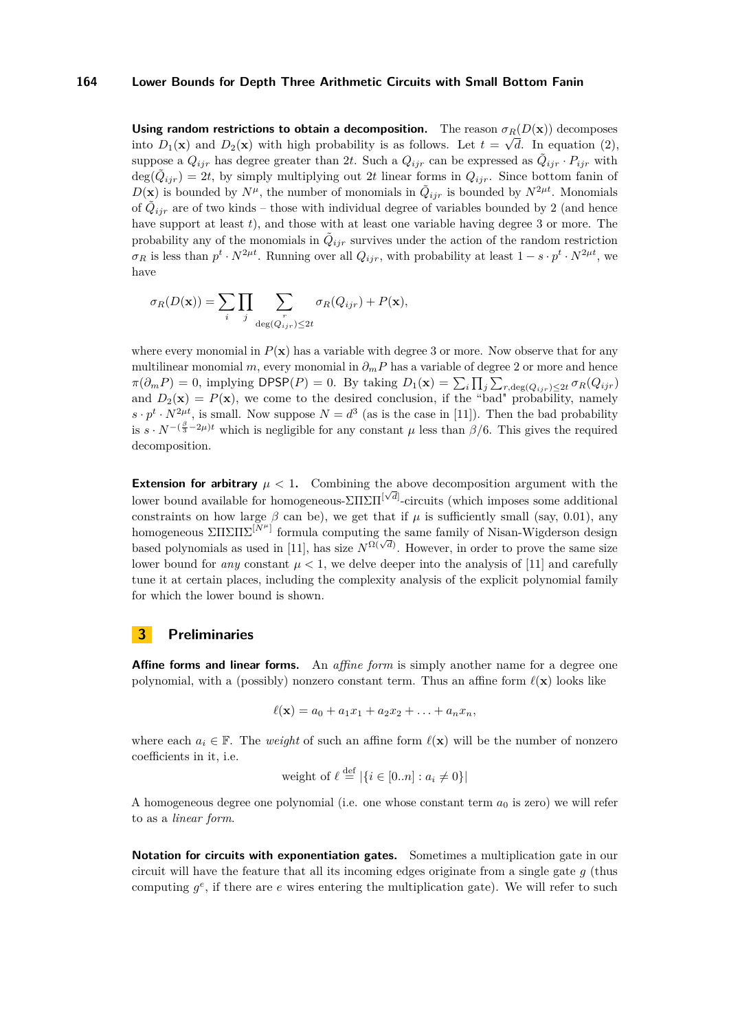**Using random restrictions to obtain a decomposition.** The reason $\sigma_R(D(\mathbf{x}))$ decomposes into $D_1(\mathbf{x})$ and $D_2(\mathbf{x})$ with high probability is as follows. Let $t = \sqrt{d}$. In equation (2), suppose a $Q_{ijr}$ has degree greater than $2t$. Such a $Q_{ijr}$ can be expressed as $\tilde{Q}_{ijr} \cdot P_{ijr}$ with $\deg(\tilde{Q}_{ijr}) = 2t$, by simply multiplying out $2t$ linear forms in $Q_{ijr}$. Since bottom fanin of $D(\mathbf{x})$ is bounded by $N^{\mu}$, the number of monomials in $\tilde{Q}_{ijr}$ is bounded by $N^{2\mu t}$. Monomials of $\tilde{Q}_{ijr}$ are of two kinds – those with individual degree of variables bounded by 2 (and hence have support at least $t$), and those with at least one variable having degree 3 or more. The probability any of the monomials in $\tilde{Q}_{ijr}$ survives under the action of the random restriction $\sigma_R$ is less than $p^t \cdot N^{2\mu t}$. Running over all $Q_{ijr}$, with probability at least $1 - s \cdot p^t \cdot N^{2\mu t}$, we have

$$\sigma_R(D(\mathbf{x})) = \sum_i \prod_j \sum_{\substack{r \\ \deg(Q_{ijr}) \le 2t}} \sigma_R(Q_{ijr}) + P(\mathbf{x}),$$

where every monomial in $P(\mathbf{x})$ has a variable with degree 3 or more. Now observe that for any multilinear monomial $m$, every monomial in $\partial_m P$ has a variable of degree 2 or more and hence $\pi(\partial_m P) = 0$, implying $\mathsf{DPSP}(P) = 0$. By taking $D_1(\mathbf{x}) = \sum_i \prod_j \sum_{r, \deg(Q_{ijr}) \le 2t} \sigma_R(Q_{ijr})$ and $D_2(\mathbf{x}) = P(\mathbf{x})$, we come to the desired conclusion, if the "bad" probability, namely $s \cdot p^t \cdot N^{2\mu t}$, is small. Now suppose $N = d^3$ (as is the case in [11]). Then the bad probability is $s \cdot N^{-(\frac{\beta}{3} - 2\mu)t}$ which is negligible for any constant $\mu$ less than $\beta/6$. This gives the required decomposition.

**Extension for arbitrary $\mu < 1$.** Combining the above decomposition argument with the lower bound available for homogeneous-$\Sigma\Pi\Sigma\Pi^{[\sqrt{d}]}$-circuits (which imposes some additional constraints on how large $\beta$ can be), we get that if $\mu$ is sufficiently small (say, 0.01), any homogeneous $\Sigma\Pi\Sigma\Pi\Sigma^{[N^{\mu}]}$ formula computing the same family of Nisan-Wigderson design based polynomials as used in [11], has size $N^{\Omega(\sqrt{d})}$. However, in order to prove the same size lower bound for *any* constant $\mu < 1$, we delve deeper into the analysis of [11] and carefully tune it at certain places, including the complexity analysis of the explicit polynomial family for which the lower bound is shown.

## 3 Preliminaries

**Affine forms and linear forms.** An *affine form* is simply another name for a degree one polynomial, with a (possibly) nonzero constant term. Thus an affine form $\ell(\mathbf{x})$ looks like

$$\ell(\mathbf{x}) = a_0 + a_1 x_1 + a_2 x_2 + \ldots + a_n x_n,$$

where each $a_i \in \mathbb{F}$. The *weight* of such an affine form $\ell(\mathbf{x})$ will be the number of nonzero coefficients in it, i.e.

$$\text{weight of } \ell \stackrel{\text{def}}{=} |\{i \in [0..n] : a_i \neq 0\}|$$

A homogeneous degree one polynomial (i.e. one whose constant term $a_0$ is zero) we will refer to as a *linear form*.

**Notation for circuits with exponentiation gates.** Sometimes a multiplication gate in our circuit will have the feature that all its incoming edges originate from a single gate $g$ (thus computing $g^e$, if there are $e$ wires entering the multiplication gate). We will refer to such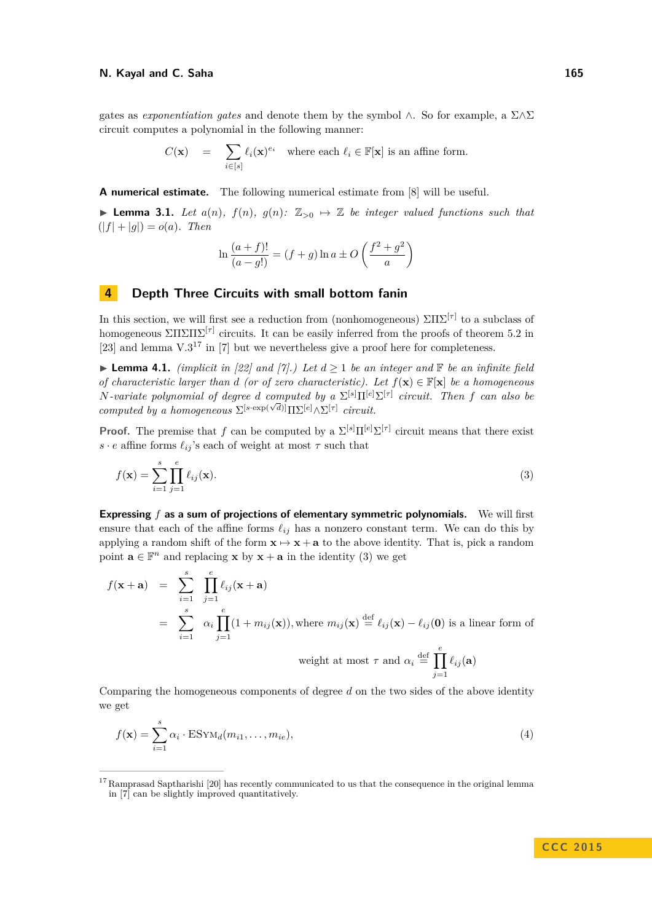gates as *exponentiation gates* and denote them by the symbol $\wedge$. So for example, a $\Sigma\wedge\Sigma$ circuit computes a polynomial in the following manner:

$$C(\mathbf{x}) \quad = \quad \sum_{i\in[s]} \ell_i(\mathbf{x})^{e_i} \quad \text{where each } \ell_i \in \mathbb{F}[\mathbf{x}] \text{ is an affine form.}$$

**A numerical estimate.** The following numerical estimate from [8] will be useful.

▶ **Lemma 3.1.** *Let $a(n)$, $f(n)$, $g(n)$: $\mathbb{Z}_{>0} \mapsto \mathbb{Z}$ be integer valued functions such that $(|f| + |g|) = o(a)$. Then*

$$\ln \frac{(a+f)!}{(a-g!)} = (f+g)\ln a \pm O\left(\frac{f^2+g^2}{a}\right)$$

## 4 Depth Three Circuits with small bottom fanin

In this section, we will first see a reduction from (nonhomogeneous) $\Sigma\Pi\Sigma^{[\tau]}$ to a subclass of homogeneous $\Sigma\Pi\Sigma\Pi\Sigma^{[\tau]}$ circuits. It can be easily inferred from the proofs of theorem 5.2 in [23] and lemma V.3[17] in [7] but we nevertheless give a proof here for completeness.

▶ **Lemma 4.1.** *(implicit in [22] and [7].) Let $d \geq 1$ be an integer and $\mathbb{F}$ be an infinite field of characteristic larger than $d$ (or of zero characteristic). Let $f(\mathbf{x}) \in \mathbb{F}[\mathbf{x}]$ be a homogeneous $N$-variate polynomial of degree $d$ computed by a $\Sigma^{[s]}\Pi^{[e]}\Sigma^{[\tau]}$ circuit. Then $f$ can also be computed by a homogeneous $\Sigma^{[s\cdot\exp(\sqrt{d})]}\Pi\Sigma^{[e]}\wedge\Sigma^{[\tau]}$ circuit.*

**Proof.** The premise that $f$ can be computed by a $\Sigma^{[s]}\Pi^{[e]}\Sigma^{[\tau]}$ circuit means that there exist $s\cdot e$ affine forms $\ell_{ij}$'s each of weight at most $\tau$ such that

$$f(\mathbf{x}) = \sum_{i=1}^{s}\prod_{j=1}^{e}\ell_{ij}(\mathbf{x}). \tag{3}$$

**Expressing $f$ as a sum of projections of elementary symmetric polynomials.** We will first ensure that each of the affine forms $\ell_{ij}$ has a nonzero constant term. We can do this by applying a random shift of the form $\mathbf{x} \mapsto \mathbf{x}+\mathbf{a}$ to the above identity. That is, pick a random point $\mathbf{a} \in \mathbb{F}^n$ and replacing $\mathbf{x}$ by $\mathbf{x}+\mathbf{a}$ in the identity (3) we get

$$\begin{aligned} f(\mathbf{x}+\mathbf{a}) &= \sum_{i=1}^{s}\prod_{j=1}^{e}\ell_{ij}(\mathbf{x}+\mathbf{a}) \\ &= \sum_{i=1}^{s}\alpha_i\prod_{j=1}^{e}(1+m_{ij}(\mathbf{x})), \text{where } m_{ij}(\mathbf{x}) \stackrel{\text{def}}{=} \ell_{ij}(\mathbf{x}) - \ell_{ij}(\mathbf{0}) \text{ is a linear form of} \\ &\qquad\qquad \text{weight at most } \tau \text{ and } \alpha_i \stackrel{\text{def}}{=} \prod_{j=1}^{e}\ell_{ij}(\mathbf{a}) \end{aligned}$$

Comparing the homogeneous components of degree $d$ on the two sides of the above identity we get

$$f(\mathbf{x}) = \sum_{i=1}^{s}\alpha_i\cdot \mathrm{ESYM}_d(m_{i1},\ldots,m_{ie}), \tag{4}$$

[17] Ramprasad Saptharishi [20] has recently communicated to us that the consequence in the original lemma in [7] can be slightly improved quantitatively.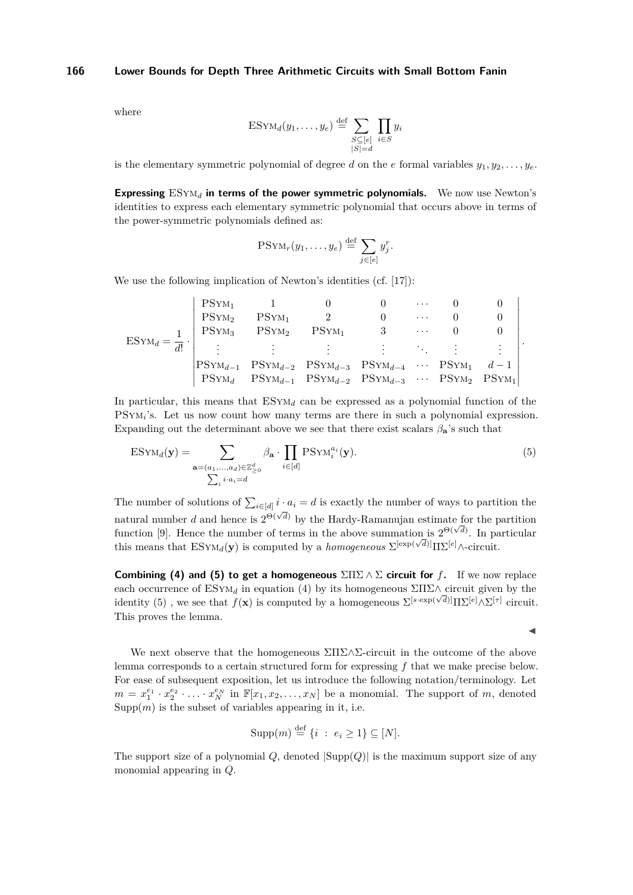where

$$\mathrm{ESym}_d(y_1,\ldots,y_e) \stackrel{\mathrm{def}}{=} \sum_{\substack{S\subseteq[e]\\|S|=d}} \prod_{i\in S} y_i$$

is the elementary symmetric polynomial of degree $d$ on the $e$ formal variables $y_1, y_2, \ldots, y_e$.

**Expressing $\mathrm{ESym}_d$ in terms of the power symmetric polynomials.** We now use Newton's identities to express each elementary symmetric polynomial that occurs above in terms of the power-symmetric polynomials defined as:

$$\mathrm{PSym}_r(y_1,\ldots,y_e) \stackrel{\mathrm{def}}{=} \sum_{j\in[e]} y_j^r.$$

We use the following implication of Newton's identities (cf. [17]):

$$\mathrm{ESym}_d = \frac{1}{d!} \cdot \begin{vmatrix} \mathrm{PSym}_1 & 1 & 0 & 0 & \cdots & 0 & 0 \\ \mathrm{PSym}_2 & \mathrm{PSym}_1 & 2 & 0 & \cdots & 0 & 0 \\ \mathrm{PSym}_3 & \mathrm{PSym}_2 & \mathrm{PSym}_1 & 3 & \cdots & 0 & 0 \\ \vdots & \vdots & \vdots & \vdots & \ddots & \vdots & \vdots \\ \mathrm{PSym}_{d-1} & \mathrm{PSym}_{d-2} & \mathrm{PSym}_{d-3} & \mathrm{PSym}_{d-4} & \cdots & \mathrm{PSym}_1 & d-1 \\ \mathrm{PSym}_d & \mathrm{PSym}_{d-1} & \mathrm{PSym}_{d-2} & \mathrm{PSym}_{d-3} & \cdots & \mathrm{PSym}_2 & \mathrm{PSym}_1 \end{vmatrix}.$$

In particular, this means that $\mathrm{ESym}_d$ can be expressed as a polynomial function of the $\mathrm{PSym}_i$'s. Let us now count how many terms are there in such a polynomial expression. Expanding out the determinant above we see that there exist scalars $\beta_{\mathbf{a}}$'s such that

$$\mathrm{ESym}_d(\mathbf{y}) = \sum_{\substack{\mathbf{a}=(a_1,\ldots,a_d)\in\mathbb{Z}_{\geq 0}^d \\ \sum_i i\cdot a_i = d}} \beta_{\mathbf{a}} \cdot \prod_{i\in[d]} \mathrm{PSym}_i^{a_i}(\mathbf{y}). \tag{5}$$

The number of solutions of $\sum_{i\in[d]} i\cdot a_i = d$ is exactly the number of ways to partition the natural number $d$ and hence is $2^{\Theta(\sqrt{d})}$ by the Hardy-Ramanujan estimate for the partition function [9]. Hence the number of terms in the above summation is $2^{\Theta(\sqrt{d})}$. In particular this means that $\mathrm{ESym}_d(\mathbf{y})$ is computed by a *homogeneous* $\Sigma^{[\exp(\sqrt{d})]}\Pi\Sigma^{[e]}\wedge$-circuit.

**Combining (4) and (5) to get a homogeneous $\Sigma\Pi\Sigma\wedge\Sigma$ circuit for $f$.** If we now replace each occurrence of $\mathrm{ESym}_d$ in equation (4) by its homogeneous $\Sigma\Pi\Sigma\wedge$ circuit given by the identity (5) , we see that $f(\mathbf{x})$ is computed by a homogeneous $\Sigma^{[s\cdot\exp(\sqrt{d})]}\Pi\Sigma^{[e]}\wedge\Sigma^{[\tau]}$ circuit. This proves the lemma.

◀

We next observe that the homogeneous $\Sigma\Pi\Sigma\wedge\Sigma$-circuit in the outcome of the above lemma corresponds to a certain structured form for expressing $f$ that we make precise below. For ease of subsequent exposition, let us introduce the following notation/terminology. Let $m = x_1^{e_1}\cdot x_2^{e_2}\cdot\ldots\cdot x_N^{e_N}$ in $\mathbb{F}[x_1, x_2, \ldots, x_N]$ be a monomial. The support of $m$, denoted $\mathrm{Supp}(m)$ is the subset of variables appearing in it, i.e.

$$\mathrm{Supp}(m) \stackrel{\mathrm{def}}{=} \{i \ : \ e_i \geq 1\} \subseteq [N].$$

The support size of a polynomial $Q$, denoted $|\mathrm{Supp}(Q)|$ is the maximum support size of any monomial appearing in $Q$.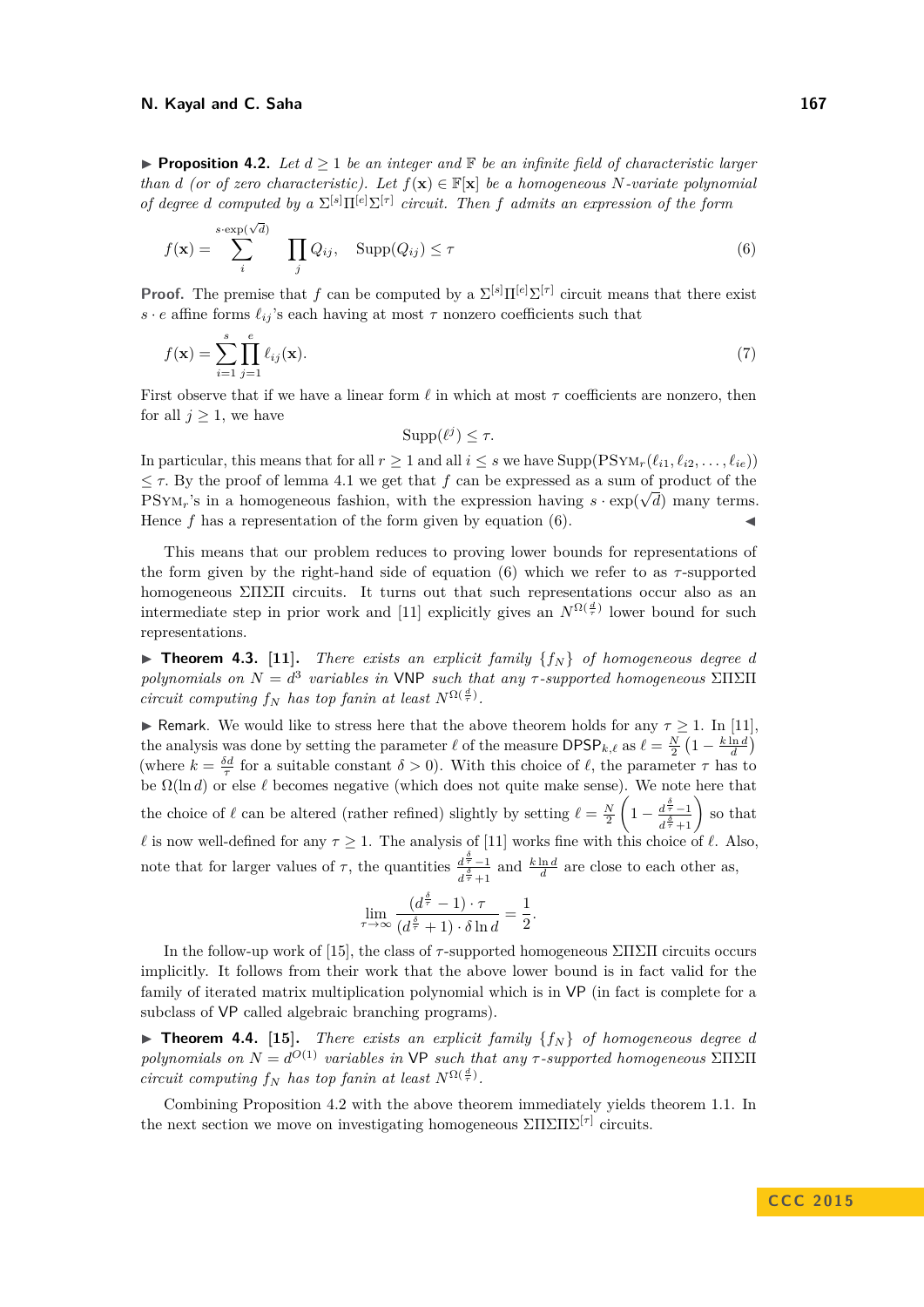▶ **Proposition 4.2.** *Let $d \geq 1$ be an integer and $\mathbb{F}$ be an infinite field of characteristic larger than $d$ (or of zero characteristic). Let $f(\mathbf{x}) \in \mathbb{F}[\mathbf{x}]$ be a homogeneous $N$-variate polynomial of degree $d$ computed by a $\Sigma^{[s]}\Pi^{[e]}\Sigma^{[\tau]}$ circuit. Then $f$ admits an expression of the form*

$$f(\mathbf{x}) = \sum_{i}^{s\cdot\exp(\sqrt{d})} \prod_{j} Q_{ij}, \quad \mathrm{Supp}(Q_{ij}) \leq \tau \tag{6}$$

**Proof.** The premise that $f$ can be computed by a $\Sigma^{[s]}\Pi^{[e]}\Sigma^{[\tau]}$ circuit means that there exist $s \cdot e$ affine forms $\ell_{ij}$'s each having at most $\tau$ nonzero coefficients such that

$$f(\mathbf{x}) = \sum_{i=1}^{s} \prod_{j=1}^{e} \ell_{ij}(\mathbf{x}). \tag{7}$$

First observe that if we have a linear form $\ell$ in which at most $\tau$ coefficients are nonzero, then for all $j \geq 1$, we have

$$\mathrm{Supp}(\ell^j) \leq \tau.$$

In particular, this means that for all $r \geq 1$ and all $i \leq s$ we have $\mathrm{Supp}(\mathrm{PSYM}_r(\ell_{i1}, \ell_{i2}, \ldots, \ell_{ie})) \leq \tau$. By the proof of lemma 4.1 we get that $f$ can be expressed as a sum of product of the $\mathrm{PSYM}_r$'s in a homogeneous fashion, with the expression having $s \cdot \exp(\sqrt{d})$ many terms. Hence $f$ has a representation of the form given by equation (6). ◀

This means that our problem reduces to proving lower bounds for representations of the form given by the right-hand side of equation (6) which we refer to as $\tau$-supported homogeneous $\Sigma\Pi\Sigma\Pi$ circuits. It turns out that such representations occur also as an intermediate step in prior work and [11] explicitly gives an $N^{\Omega(\frac{d}{\tau})}$ lower bound for such representations.

▶ **Theorem 4.3.** **[11].** *There exists an explicit family $\{f_N\}$ of homogeneous degree $d$ polynomials on $N = d^3$ variables in* VNP *such that any $\tau$-supported homogeneous $\Sigma\Pi\Sigma\Pi$ circuit computing $f_N$ has top fanin at least $N^{\Omega(\frac{d}{\tau})}$.*

▶ Remark. We would like to stress here that the above theorem holds for any $\tau \geq 1$. In [11], the analysis was done by setting the parameter $\ell$ of the measure $\mathsf{DPSP}_{k,\ell}$ as $\ell = \frac{N}{2}\left(1 - \frac{k \ln d}{d}\right)$ (where $k = \frac{\delta d}{\tau}$ for a suitable constant $\delta > 0$). With this choice of $\ell$, the parameter $\tau$ has to be $\Omega(\ln d)$ or else $\ell$ becomes negative (which does not quite make sense). We note here that the choice of $\ell$ can be altered (rather refined) slightly by setting $\ell = \frac{N}{2}\left(1 - \frac{d^{\frac{\delta}{\tau}}-1}{d^{\frac{\delta}{\tau}}+1}\right)$ so that $\ell$ is now well-defined for any $\tau \geq 1$. The analysis of [11] works fine with this choice of $\ell$. Also, note that for larger values of $\tau$, the quantities $\frac{d^{\frac{\delta}{\tau}}-1}{d^{\frac{\delta}{\tau}}+1}$ and $\frac{k \ln d}{d}$ are close to each other as,

$$\lim_{\tau\to\infty} \frac{(d^{\frac{\delta}{\tau}} - 1) \cdot \tau}{(d^{\frac{\delta}{\tau}} + 1) \cdot \delta \ln d} = \frac{1}{2}.$$

In the follow-up work of [15], the class of $\tau$-supported homogeneous $\Sigma\Pi\Sigma\Pi$ circuits occurs implicitly. It follows from their work that the above lower bound is in fact valid for the family of iterated matrix multiplication polynomial which is in VP (in fact is complete for a subclass of VP called algebraic branching programs).

▶ **Theorem 4.4.** **[15].** *There exists an explicit family $\{f_N\}$ of homogeneous degree $d$ polynomials on $N = d^{O(1)}$ variables in* VP *such that any $\tau$-supported homogeneous $\Sigma\Pi\Sigma\Pi$ circuit computing $f_N$ has top fanin at least $N^{\Omega(\frac{d}{\tau})}$.*

Combining Proposition 4.2 with the above theorem immediately yields theorem 1.1. In the next section we move on investigating homogeneous $\Sigma\Pi\Sigma\Pi\Sigma^{[\tau]}$ circuits.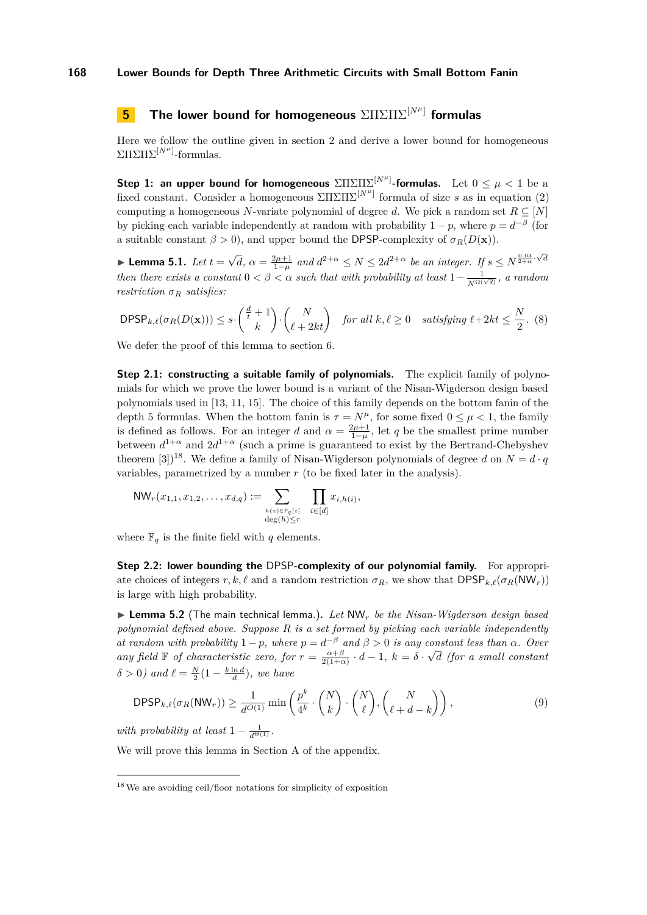## 5 The lower bound for homogeneous $\Sigma\Pi\Sigma\Pi\Sigma^{[N^\mu]}$ formulas

Here we follow the outline given in section 2 and derive a lower bound for homogeneous $\Sigma\Pi\Sigma\Pi\Sigma^{[N^\mu]}$-formulas.

**Step 1: an upper bound for homogeneous $\Sigma\Pi\Sigma\Pi\Sigma^{[N^\mu]}$-formulas.** Let $0 \le \mu < 1$ be a fixed constant. Consider a homogeneous $\Sigma\Pi\Sigma\Pi\Sigma^{[N^\mu]}$ formula of size $s$ as in equation (2) computing a homogeneous $N$-variate polynomial of degree $d$. We pick a random set $R \subseteq [N]$ by picking each variable independently at random with probability $1-p$, where $p = d^{-\beta}$ (for a suitable constant $\beta > 0$), and upper bound the DPSP-complexity of $\sigma_R(D(\mathbf{x}))$.

▶ **Lemma 5.1.** *Let $t = \sqrt{d}$, $\alpha = \frac{2\mu+1}{1-\mu}$ and $d^{2+\alpha} \le N \le 2d^{2+\alpha}$ be an integer. If $s \le N^{\frac{0.03}{2+\alpha}\cdot\sqrt{d}}$ then there exists a constant $0 < \beta < \alpha$ such that with probability at least $1 - \frac{1}{N^{\Omega(\sqrt{d})}}$, a random restriction $\sigma_R$ satisfies:*

$$\mathsf{DPSP}_{k,\ell}(\sigma_R(D(\mathbf{x}))) \le s \cdot \binom{\frac{d}{t}+1}{k} \cdot \binom{N}{\ell+2kt} \quad \text{for all } k,\ell \ge 0 \quad \text{satisfying } \ell + 2kt \le \frac{N}{2}. \tag{8}$$

We defer the proof of this lemma to section 6.

**Step 2.1: constructing a suitable family of polynomials.** The explicit family of polynomials for which we prove the lower bound is a variant of the Nisan-Wigderson design based polynomials used in [13, 11, 15]. The choice of this family depends on the bottom fanin of the depth 5 formulas. When the bottom fanin is $\tau = N^\mu$, for some fixed $0 \le \mu < 1$, the family is defined as follows. For an integer $d$ and $\alpha = \frac{2\mu+1}{1-\mu}$, let $q$ be the smallest prime number between $d^{1+\alpha}$ and $2d^{1+\alpha}$ (such a prime is guaranteed to exist by the Bertrand-Chebyshev theorem [3])[18]. We define a family of Nisan-Wigderson polynomials of degree $d$ on $N = d \cdot q$ variables, parametrized by a number $r$ (to be fixed later in the analysis).

$$\mathsf{NW}_r(x_{1,1}, x_{1,2}, \ldots, x_{d,q}) := \sum_{\substack{h(z)\in\mathbb{F}_q[z]\\ \deg(h)\le r}} \prod_{i\in[d]} x_{i,h(i)},$$

where $\mathbb{F}_q$ is the finite field with $q$ elements.

**Step 2.2: lower bounding the DPSP-complexity of our polynomial family.** For appropriate choices of integers $r, k, \ell$ and a random restriction $\sigma_R$, we show that $\mathsf{DPSP}_{k,\ell}(\sigma_R(\mathsf{NW}_r))$ is large with high probability.

▶ **Lemma 5.2** (The main technical lemma.). *Let $\mathsf{NW}_r$ be the Nisan-Wigderson design based polynomial defined above. Suppose $R$ is a set formed by picking each variable independently at random with probability $1-p$, where $p = d^{-\beta}$ and $\beta > 0$ is any constant less than $\alpha$. Over any field $\mathbb{F}$ of characteristic zero, for $r = \frac{\alpha+\beta}{2(1+\alpha)} \cdot d - 1$, $k = \delta \cdot \sqrt{d}$ (for a small constant $\delta > 0$) and $\ell = \frac{N}{2}(1 - \frac{k \ln d}{d})$, we have*

$$\mathsf{DPSP}_{k,\ell}(\sigma_R(\mathsf{NW}_r)) \ge \frac{1}{d^{O(1)}} \min\left(\frac{p^k}{4^k} \cdot \binom{N}{k} \cdot \binom{N}{\ell}, \binom{N}{\ell+d-k}\right), \tag{9}$$

*with probability at least $1 - \frac{1}{d^{\Theta(1)}}$.*

We will prove this lemma in Section A of the appendix.

---

[18] We are avoiding ceil/floor notations for simplicity of exposition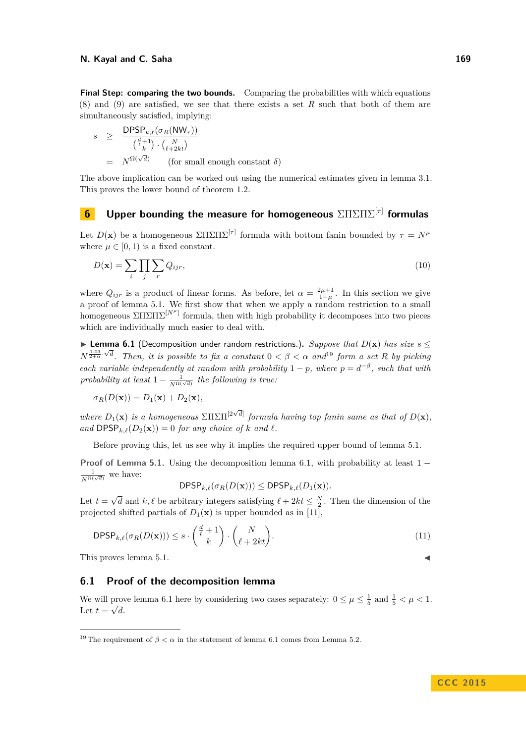**Final Step: comparing the two bounds.** Comparing the probabilities with which equations (8) and (9) are satisfied, we see that there exists a set $R$ such that both of them are simultaneously satisfied, implying:

$$\begin{aligned} s &\geq \frac{\mathsf{DPSP}_{k,\ell}(\sigma_R(\mathsf{NW}_r))}{\binom{\frac{d}{t}+1}{k} \cdot \binom{N}{\ell+2kt}} \\ &= N^{\Omega(\sqrt{d})} \qquad \text{(for small enough constant } \delta) \end{aligned}$$

The above implication can be worked out using the numerical estimates given in lemma 3.1. This proves the lower bound of theorem 1.2.

## 6 Upper bounding the measure for homogeneous $\Sigma\Pi\Sigma\Pi\Sigma^{[\tau]}$ formulas

Let $D(\mathbf{x})$ be a homogeneous $\Sigma\Pi\Sigma\Pi\Sigma^{[\tau]}$ formula with bottom fanin bounded by $\tau = N^{\mu}$ where $\mu \in [0, 1)$ is a fixed constant.

$$D(\mathbf{x}) = \sum_i \prod_j \sum_r Q_{ijr}, \tag{10}$$

where $Q_{ijr}$ is a product of linear forms. As before, let $\alpha = \frac{2\mu+1}{1-\mu}$. In this section we give a proof of lemma 5.1. We first show that when we apply a random restriction to a small homogeneous $\Sigma\Pi\Sigma\Pi\Sigma^{[N^{\mu}]}$ formula, then with high probability it decomposes into two pieces which are individually much easier to deal with.

▶ **Lemma 6.1** (Decomposition under random restrictions.). *Suppose that $D(\mathbf{x})$ has size $s \leq N^{\frac{0.03}{2+\alpha}\cdot\sqrt{d}}$. Then, it is possible to fix a constant $0 < \beta < \alpha$ and*[19] *form a set $R$ by picking each variable independently at random with probability $1 - p$, where $p = d^{-\beta}$, such that with probability at least $1 - \frac{1}{N^{\Omega(\sqrt{d})}}$ the following is true:*

$$\sigma_R(D(\mathbf{x})) = D_1(\mathbf{x}) + D_2(\mathbf{x}),$$

*where $D_1(\mathbf{x})$ is a homogeneous $\Sigma\Pi\Sigma\Pi^{[2\sqrt{d}]}$ formula having top fanin same as that of $D(\mathbf{x})$, and $\mathsf{DPSP}_{k,\ell}(D_2(\mathbf{x})) = 0$ for any choice of $k$ and $\ell$.*

Before proving this, let us see why it implies the required upper bound of lemma 5.1.

**Proof of Lemma 5.1.** Using the decomposition lemma 6.1, with probability at least $1 - \frac{1}{N^{\Omega(\sqrt{d})}}$ we have:

$$\mathsf{DPSP}_{k,\ell}(\sigma_R(D(\mathbf{x}))) \leq \mathsf{DPSP}_{k,\ell}(D_1(\mathbf{x})).$$

Let $t = \sqrt{d}$ and $k, \ell$ be arbitrary integers satisfying $\ell + 2kt \leq \frac{N}{2}$. Then the dimension of the projected shifted partials of $D_1(\mathbf{x})$ is upper bounded as in [11],

$$\mathsf{DPSP}_{k,\ell}(\sigma_R(D(\mathbf{x}))) \leq s \cdot \binom{\frac{d}{t}+1}{k} \cdot \binom{N}{\ell+2kt}. \tag{11}$$

This proves lemma 5.1. ◀

### 6.1 Proof of the decomposition lemma

We will prove lemma 6.1 here by considering two cases separately: $0 \leq \mu \leq \frac{1}{5}$ and $\frac{1}{5} < \mu < 1$. Let $t = \sqrt{d}$.

---

[19] The requirement of $\beta < \alpha$ in the statement of lemma 6.1 comes from Lemma 5.2.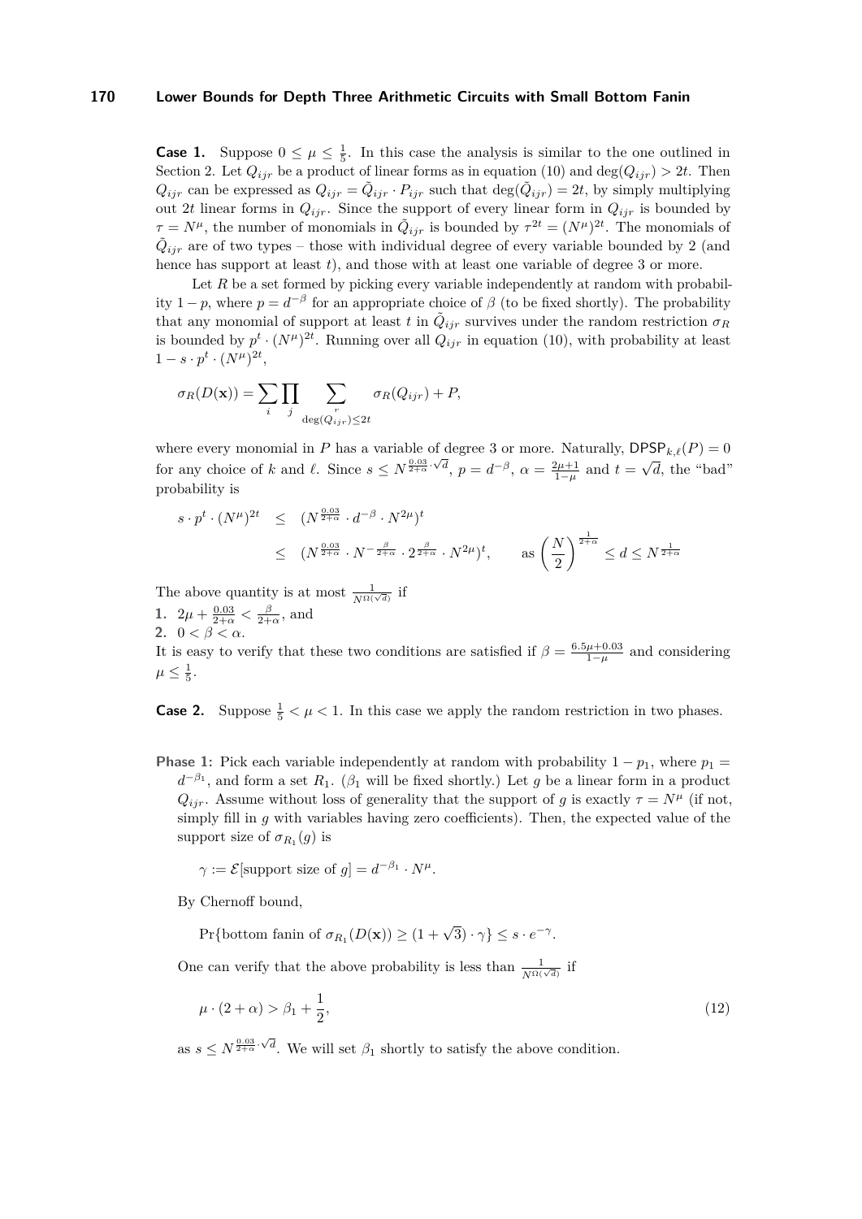**Case 1.** Suppose $0 \leq \mu \leq \frac{1}{5}$. In this case the analysis is similar to the one outlined in Section 2. Let $Q_{ijr}$ be a product of linear forms as in equation (10) and $\deg(Q_{ijr}) > 2t$. Then $Q_{ijr}$ can be expressed as $Q_{ijr} = \tilde{Q}_{ijr} \cdot P_{ijr}$ such that $\deg(\tilde{Q}_{ijr}) = 2t$, by simply multiplying out $2t$ linear forms in $Q_{ijr}$. Since the support of every linear form in $Q_{ijr}$ is bounded by $\tau = N^{\mu}$, the number of monomials in $\tilde{Q}_{ijr}$ is bounded by $\tau^{2t} = (N^{\mu})^{2t}$. The monomials of $\tilde{Q}_{ijr}$ are of two types – those with individual degree of every variable bounded by 2 (and hence has support at least $t$), and those with at least one variable of degree 3 or more.

Let $R$ be a set formed by picking every variable independently at random with probability $1-p$, where $p = d^{-\beta}$ for an appropriate choice of $\beta$ (to be fixed shortly). The probability that any monomial of support at least $t$ in $\tilde{Q}_{ijr}$ survives under the random restriction $\sigma_R$ is bounded by $p^t \cdot (N^{\mu})^{2t}$. Running over all $Q_{ijr}$ in equation (10), with probability at least $1 - s \cdot p^t \cdot (N^{\mu})^{2t}$,

$$\sigma_R(D(\mathbf{x})) = \sum_i \prod_j \sum_{\substack{r \\ \deg(Q_{ijr}) \leq 2t}} \sigma_R(Q_{ijr}) + P,$$

where every monomial in $P$ has a variable of degree 3 or more. Naturally, $\mathsf{DPSP}_{k,\ell}(P) = 0$ for any choice of $k$ and $\ell$. Since $s \leq N^{\frac{0.03}{2+\alpha}\cdot\sqrt{d}}$, $p = d^{-\beta}$, $\alpha = \frac{2\mu+1}{1-\mu}$ and $t = \sqrt{d}$, the "bad" probability is

$$\begin{aligned}
s \cdot p^t \cdot (N^{\mu})^{2t} &\leq (N^{\frac{0.03}{2+\alpha}} \cdot d^{-\beta} \cdot N^{2\mu})^t \\
&\leq (N^{\frac{0.03}{2+\alpha}} \cdot N^{-\frac{\beta}{2+\alpha}} \cdot 2^{\frac{\beta}{2+\alpha}} \cdot N^{2\mu})^t, \qquad \text{as } \left(\frac{N}{2}\right)^{\frac{1}{2+\alpha}} \leq d \leq N^{\frac{1}{2+\alpha}}
\end{aligned}$$

The above quantity is at most $\frac{1}{N^{\Omega(\sqrt{d})}}$ if

1. $2\mu + \frac{0.03}{2+\alpha} < \frac{\beta}{2+\alpha}$, and
2. $0 < \beta < \alpha$.

It is easy to verify that these two conditions are satisfied if $\beta = \frac{6.5\mu+0.03}{1-\mu}$ and considering $\mu \leq \frac{1}{5}$.

**Case 2.** Suppose $\frac{1}{5} < \mu < 1$. In this case we apply the random restriction in two phases.

**Phase 1:** Pick each variable independently at random with probability $1 - p_1$, where $p_1 = d^{-\beta_1}$, and form a set $R_1$. ($\beta_1$ will be fixed shortly.) Let $g$ be a linear form in a product $Q_{ijr}$. Assume without loss of generality that the support of $g$ is exactly $\tau = N^{\mu}$ (if not, simply fill in $g$ with variables having zero coefficients). Then, the expected value of the support size of $\sigma_{R_1}(g)$ is

$$\gamma := \mathcal{E}[\text{support size of } g] = d^{-\beta_1} \cdot N^{\mu}.$$

By Chernoff bound,

$$\Pr\{\text{bottom fanin of } \sigma_{R_1}(D(\mathbf{x})) \geq (1+\sqrt{3}) \cdot \gamma\} \leq s \cdot e^{-\gamma}.$$

One can verify that the above probability is less than $\frac{1}{N^{\Omega(\sqrt{d})}}$ if

$$\mu \cdot (2+\alpha) > \beta_1 + \frac{1}{2}, \tag{12}$$

as $s \leq N^{\frac{0.03}{2+\alpha}\cdot\sqrt{d}}$. We will set $\beta_1$ shortly to satisfy the above condition.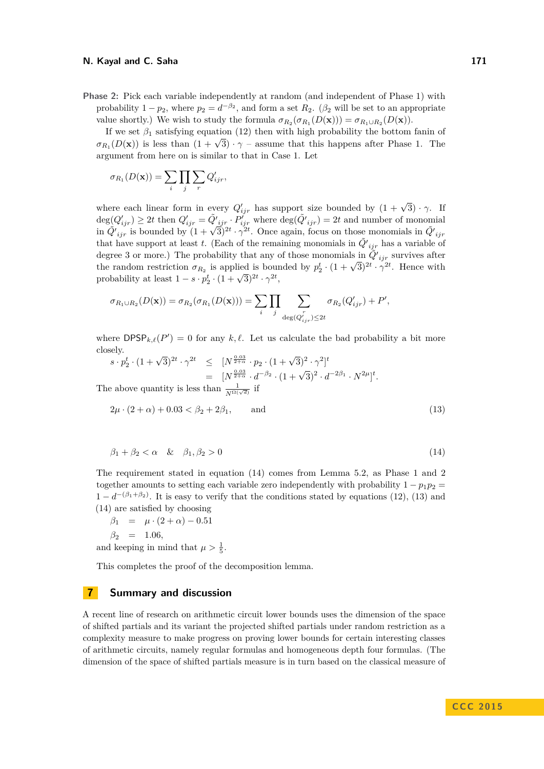**Phase 2:** Pick each variable independently at random (and independent of Phase 1) with probability $1 - p_2$, where $p_2 = d^{-\beta_2}$, and form a set $R_2$. ($\beta_2$ will be set to an appropriate value shortly.) We wish to study the formula $\sigma_{R_2}(\sigma_{R_1}(D(\mathbf{x}))) = \sigma_{R_1 \cup R_2}(D(\mathbf{x}))$.

If we set $\beta_1$ satisfying equation (12) then with high probability the bottom fanin of $\sigma_{R_1}(D(\mathbf{x}))$ is less than $(1+\sqrt{3}) \cdot \gamma$ – assume that this happens after Phase 1. The argument from here on is similar to that in Case 1. Let

$$\sigma_{R_1}(D(\mathbf{x})) = \sum_i \prod_j \sum_r Q'_{ijr},$$

where each linear form in every $Q'_{ijr}$ has support size bounded by $(1+\sqrt{3}) \cdot \gamma$. If $\deg(Q'_{ijr}) \geq 2t$ then $Q'_{ijr} = \tilde{Q}'_{ijr} \cdot P'_{ijr}$ where $\deg(\tilde{Q}'_{ijr}) = 2t$ and number of monomial in $\tilde{Q}'_{ijr}$ is bounded by $(1+\sqrt{3})^{2t} \cdot \gamma^{2t}$. Once again, focus on those monomials in $\tilde{Q}'_{ijr}$ that have support at least $t$. (Each of the remaining monomials in $\tilde{Q}'_{ijr}$ has a variable of degree 3 or more.) The probability that any of those monomials in $\tilde{Q}'_{ijr}$ survives after the random restriction $\sigma_{R_2}$ is applied is bounded by $p_2^t \cdot (1+\sqrt{3})^{2t} \cdot \gamma^{2t}$. Hence with probability at least $1 - s \cdot p_2^t \cdot (1+\sqrt{3})^{2t} \cdot \gamma^{2t}$,

$$\sigma_{R_1 \cup R_2}(D(\mathbf{x})) = \sigma_{R_2}(\sigma_{R_1}(D(\mathbf{x}))) = \sum_i \prod_j \sum_{\substack{r \\ \deg(Q'_{ijr}) \leq 2t}} \sigma_{R_2}(Q'_{ijr}) + P',$$

where $\mathsf{DPSP}_{k,\ell}(P') = 0$ for any $k, \ell$. Let us calculate the bad probability a bit more closely.

$$\begin{aligned} s \cdot p_2^t \cdot (1+\sqrt{3})^{2t} \cdot \gamma^{2t} &\leq [N^{\frac{0.03}{2+\alpha}} \cdot p_2 \cdot (1+\sqrt{3})^2 \cdot \gamma^2]^t \\ &= [N^{\frac{0.03}{2+\alpha}} \cdot d^{-\beta_2} \cdot (1+\sqrt{3})^2 \cdot d^{-2\beta_1} \cdot N^{2\mu}]^t. \end{aligned}$$

The above quantity is less than $\frac{1}{N^{\Omega(\sqrt{d})}}$ if

$$2\mu \cdot (2+\alpha) + 0.03 < \beta_2 + 2\beta_1, \qquad \text{and} \tag{13}$$

$$\beta_1 + \beta_2 < \alpha \quad \& \quad \beta_1, \beta_2 > 0 \tag{14}$$

The requirement stated in equation (14) comes from Lemma 5.2, as Phase 1 and 2 together amounts to setting each variable zero independently with probability $1 - p_1 p_2 = 1 - d^{-(\beta_1+\beta_2)}$. It is easy to verify that the conditions stated by equations (12), (13) and (14) are satisfied by choosing

$$\begin{aligned} \beta_1 &= \mu \cdot (2+\alpha) - 0.51 \\ \beta_2 &= 1.06, \end{aligned}$$

and keeping in mind that $\mu > \frac{1}{5}$.

This completes the proof of the decomposition lemma.

## 7 Summary and discussion

A recent line of research on arithmetic circuit lower bounds uses the dimension of the space of shifted partials and its variant the projected shifted partials under random restriction as a complexity measure to make progress on proving lower bounds for certain interesting classes of arithmetic circuits, namely regular formulas and homogeneous depth four formulas. (The dimension of the space of shifted partials measure is in turn based on the classical measure of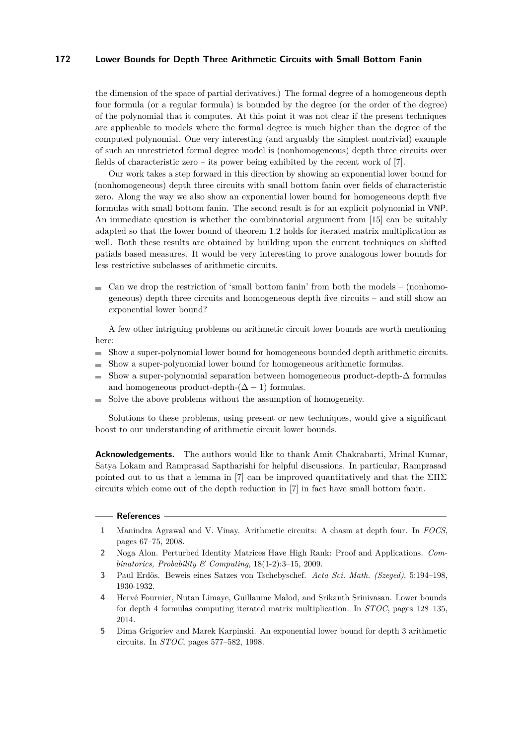the dimension of the space of partial derivatives.) The formal degree of a homogeneous depth four formula (or a regular formula) is bounded by the degree (or the order of the degree) of the polynomial that it computes. At this point it was not clear if the present techniques are applicable to models where the formal degree is much higher than the degree of the computed polynomial. One very interesting (and arguably the simplest nontrivial) example of such an unrestricted formal degree model is (nonhomogeneous) depth three circuits over fields of characteristic zero – its power being exhibited by the recent work of [7].

Our work takes a step forward in this direction by showing an exponential lower bound for (nonhomogeneous) depth three circuits with small bottom fanin over fields of characteristic zero. Along the way we also show an exponential lower bound for homogeneous depth five formulas with small bottom fanin. The second result is for an explicit polynomial in VNP. An immediate question is whether the combinatorial argument from [15] can be suitably adapted so that the lower bound of theorem 1.2 holds for iterated matrix multiplication as well. Both these results are obtained by building upon the current techniques on shifted patials based measures. It would be very interesting to prove analogous lower bounds for less restrictive subclasses of arithmetic circuits.

- Can we drop the restriction of 'small bottom fanin' from both the models – (nonhomogeneous) depth three circuits and homogeneous depth five circuits – and still show an exponential lower bound?

A few other intriguing problems on arithmetic circuit lower bounds are worth mentioning here:

- Show a super-polynomial lower bound for homogeneous bounded depth arithmetic circuits.
- Show a super-polynomial lower bound for homogeneous arithmetic formulas.
- Show a super-polynomial separation between homogeneous product-depth-$\Delta$ formulas and homogeneous product-depth-$(\Delta - 1)$ formulas.
- Solve the above problems without the assumption of homogeneity.

Solutions to these problems, using present or new techniques, would give a significant boost to our understanding of arithmetic circuit lower bounds.

**Acknowledgements.** The authors would like to thank Amit Chakrabarti, Mrinal Kumar, Satya Lokam and Ramprasad Saptharishi for helpful discussions. In particular, Ramprasad pointed out to us that a lemma in [7] can be improved quantitatively and that the $\Sigma\Pi\Sigma$ circuits which come out of the depth reduction in [7] in fact have small bottom fanin.

## References

1. Manindra Agrawal and V. Vinay. Arithmetic circuits: A chasm at depth four. In *FOCS*, pages 67–75, 2008.
2. Noga Alon. Perturbed Identity Matrices Have High Rank: Proof and Applications. *Combinatorics, Probability & Computing*, 18(1-2):3–15, 2009.
3. Paul Erdös. Beweis eines Satzes von Tschebyschef. *Acta Sci. Math. (Szeged)*, 5:194–198, 1930-1932.
4. Hervé Fournier, Nutan Limaye, Guillaume Malod, and Srikanth Srinivasan. Lower bounds for depth 4 formulas computing iterated matrix multiplication. In *STOC*, pages 128–135, 2014.
5. Dima Grigoriev and Marek Karpinski. An exponential lower bound for depth 3 arithmetic circuits. In *STOC*, pages 577–582, 1998.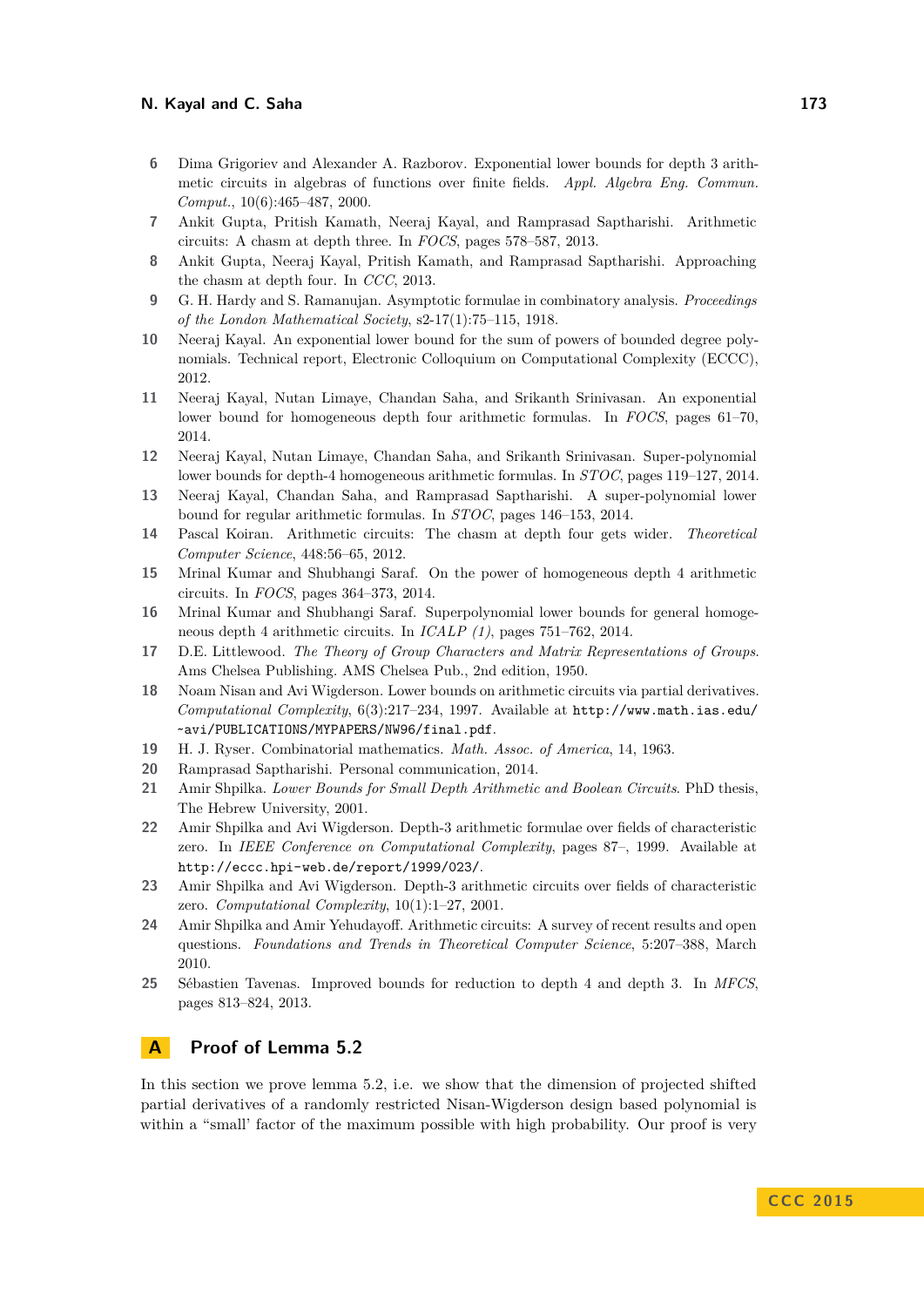6. Dima Grigoriev and Alexander A. Razborov. Exponential lower bounds for depth 3 arithmetic circuits in algebras of functions over finite fields. *Appl. Algebra Eng. Commun. Comput.*, 10(6):465–487, 2000.
7. Ankit Gupta, Pritish Kamath, Neeraj Kayal, and Ramprasad Saptharishi. Arithmetic circuits: A chasm at depth three. In *FOCS*, pages 578–587, 2013.
8. Ankit Gupta, Neeraj Kayal, Pritish Kamath, and Ramprasad Saptharishi. Approaching the chasm at depth four. In *CCC*, 2013.
9. G. H. Hardy and S. Ramanujan. Asymptotic formulae in combinatory analysis. *Proceedings of the London Mathematical Society*, s2-17(1):75–115, 1918.
10. Neeraj Kayal. An exponential lower bound for the sum of powers of bounded degree polynomials. Technical report, Electronic Colloquium on Computational Complexity (ECCC), 2012.
11. Neeraj Kayal, Nutan Limaye, Chandan Saha, and Srikanth Srinivasan. An exponential lower bound for homogeneous depth four arithmetic formulas. In *FOCS*, pages 61–70, 2014.
12. Neeraj Kayal, Nutan Limaye, Chandan Saha, and Srikanth Srinivasan. Super-polynomial lower bounds for depth-4 homogeneous arithmetic formulas. In *STOC*, pages 119–127, 2014.
13. Neeraj Kayal, Chandan Saha, and Ramprasad Saptharishi. A super-polynomial lower bound for regular arithmetic formulas. In *STOC*, pages 146–153, 2014.
14. Pascal Koiran. Arithmetic circuits: The chasm at depth four gets wider. *Theoretical Computer Science*, 448:56–65, 2012.
15. Mrinal Kumar and Shubhangi Saraf. On the power of homogeneous depth 4 arithmetic circuits. In *FOCS*, pages 364–373, 2014.
16. Mrinal Kumar and Shubhangi Saraf. Superpolynomial lower bounds for general homogeneous depth 4 arithmetic circuits. In *ICALP (1)*, pages 751–762, 2014.
17. D.E. Littlewood. *The Theory of Group Characters and Matrix Representations of Groups*. Ams Chelsea Publishing. AMS Chelsea Pub., 2nd edition, 1950.
18. Noam Nisan and Avi Wigderson. Lower bounds on arithmetic circuits via partial derivatives. *Computational Complexity*, 6(3):217–234, 1997. Available at `http://www.math.ias.edu/~avi/PUBLICATIONS/MYPAPERS/NW96/final.pdf`.
19. H. J. Ryser. Combinatorial mathematics. *Math. Assoc. of America*, 14, 1963.
20. Ramprasad Saptharishi. Personal communication, 2014.
21. Amir Shpilka. *Lower Bounds for Small Depth Arithmetic and Boolean Circuits*. PhD thesis, The Hebrew University, 2001.
22. Amir Shpilka and Avi Wigderson. Depth-3 arithmetic formulae over fields of characteristic zero. In *IEEE Conference on Computational Complexity*, pages 87–, 1999. Available at `http://eccc.hpi-web.de/report/1999/023/`.
23. Amir Shpilka and Avi Wigderson. Depth-3 arithmetic circuits over fields of characteristic zero. *Computational Complexity*, 10(1):1–27, 2001.
24. Amir Shpilka and Amir Yehudayoff. Arithmetic circuits: A survey of recent results and open questions. *Foundations and Trends in Theoretical Computer Science*, 5:207–388, March 2010.
25. Sébastien Tavenas. Improved bounds for reduction to depth 4 and depth 3. In *MFCS*, pages 813–824, 2013.

## A Proof of Lemma 5.2

In this section we prove lemma 5.2, i.e. we show that the dimension of projected shifted partial derivatives of a randomly restricted Nisan-Wigderson design based polynomial is within a "small' factor of the maximum possible with high probability. Our proof is very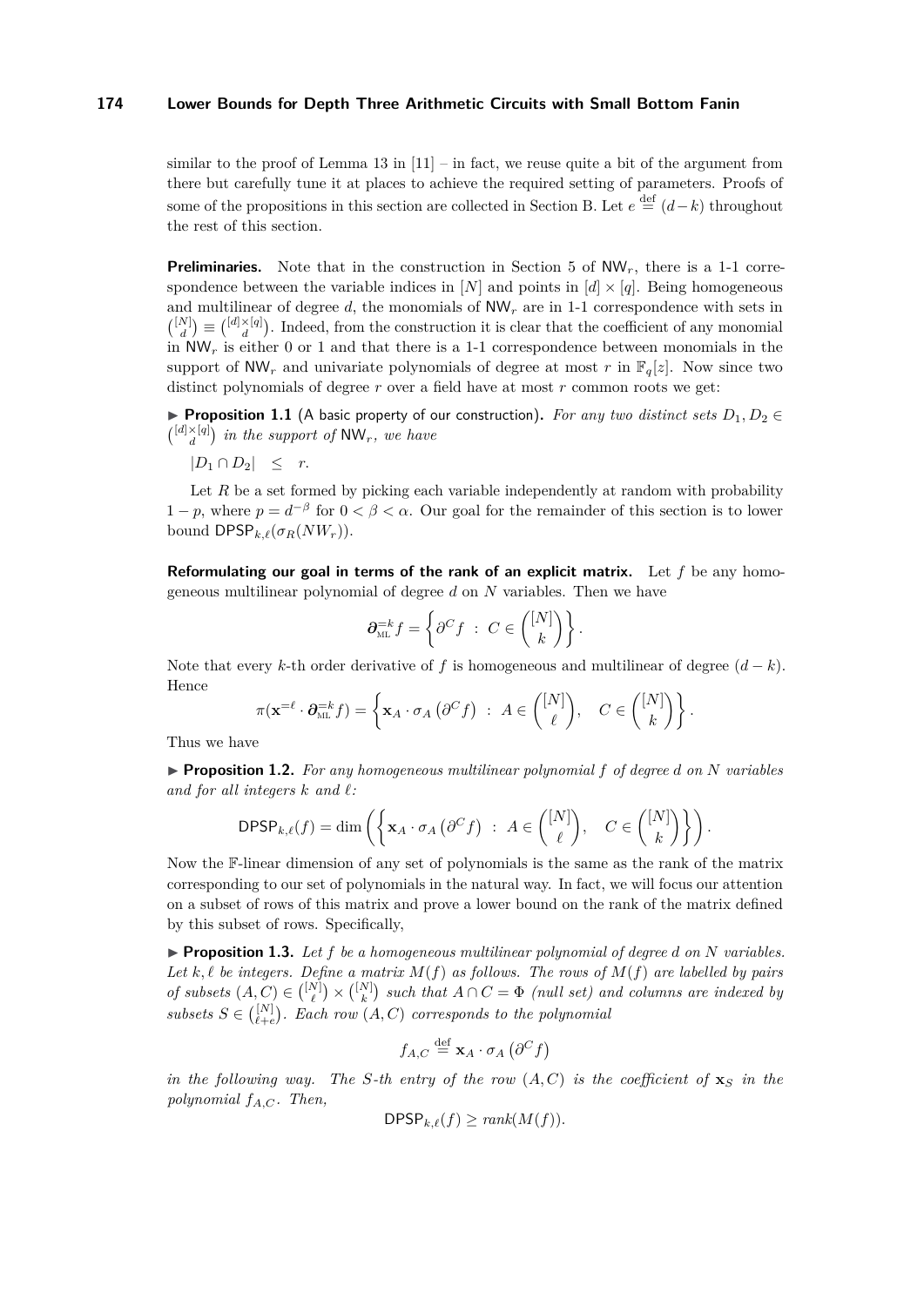similar to the proof of Lemma 13 in [11] – in fact, we reuse quite a bit of the argument from there but carefully tune it at places to achieve the required setting of parameters. Proofs of some of the propositions in this section are collected in Section B. Let $e \stackrel{\text{def}}{=} (d-k)$ throughout the rest of this section.

**Preliminaries.** Note that in the construction in Section 5 of $\mathsf{NW}_r$, there is a 1-1 correspondence between the variable indices in $[N]$ and points in $[d] \times [q]$. Being homogeneous and multilinear of degree $d$, the monomials of $\mathsf{NW}_r$ are in 1-1 correspondence with sets in $\binom{[N]}{d} \equiv \binom{[d]\times[q]}{d}$. Indeed, from the construction it is clear that the coefficient of any monomial in $\mathsf{NW}_r$ is either 0 or 1 and that there is a 1-1 correspondence between monomials in the support of $\mathsf{NW}_r$ and univariate polynomials of degree at most $r$ in $\mathbb{F}_q[z]$. Now since two distinct polynomials of degree $r$ over a field have at most $r$ common roots we get:

▶ **Proposition 1.1** (A basic property of our construction). *For any two distinct sets $D_1, D_2 \in \binom{[d]\times[q]}{d}$ in the support of $\mathsf{NW}_r$, we have*

$$|D_1 \cap D_2| \quad \leq \quad r.$$

Let $R$ be a set formed by picking each variable independently at random with probability $1-p$, where $p = d^{-\beta}$ for $0 < \beta < \alpha$. Our goal for the remainder of this section is to lower bound $\mathsf{DPSP}_{k,\ell}(\sigma_R(NW_r))$.

**Reformulating our goal in terms of the rank of an explicit matrix.** Let $f$ be any homogeneous multilinear polynomial of degree $d$ on $N$ variables. Then we have

$$\boldsymbol{\partial}^{=k}_{\text{ML}} f = \left\{ \partial^C f \ : \ C \in \binom{[N]}{k} \right\}.$$

Note that every $k$-th order derivative of $f$ is homogeneous and multilinear of degree $(d-k)$. Hence

$$\pi(\mathbf{x}^{=\ell} \cdot \boldsymbol{\partial}^{=k}_{\text{ML}} f) = \left\{ \mathbf{x}_A \cdot \sigma_A \left(\partial^C f\right) \ : \ A \in \binom{[N]}{\ell}, \quad C \in \binom{[N]}{k} \right\}.$$

Thus we have

▶ **Proposition 1.2.** *For any homogeneous multilinear polynomial $f$ of degree $d$ on $N$ variables and for all integers $k$ and $\ell$:*

$$\mathsf{DPSP}_{k,\ell}(f) = \dim \left( \left\{ \mathbf{x}_A \cdot \sigma_A \left(\partial^C f\right) \ : \ A \in \binom{[N]}{\ell}, \quad C \in \binom{[N]}{k} \right\} \right).$$

Now the $\mathbb{F}$-linear dimension of any set of polynomials is the same as the rank of the matrix corresponding to our set of polynomials in the natural way. In fact, we will focus our attention on a subset of rows of this matrix and prove a lower bound on the rank of the matrix defined by this subset of rows. Specifically,

▶ **Proposition 1.3.** *Let $f$ be a homogeneous multilinear polynomial of degree $d$ on $N$ variables. Let $k, \ell$ be integers. Define a matrix $M(f)$ as follows. The rows of $M(f)$ are labelled by pairs of subsets $(A, C) \in \binom{[N]}{\ell} \times \binom{[N]}{k}$ such that $A \cap C = \Phi$ (null set) and columns are indexed by subsets $S \in \binom{[N]}{\ell+e}$. Each row $(A, C)$ corresponds to the polynomial*

$$f_{A,C} \stackrel{\text{def}}{=} \mathbf{x}_A \cdot \sigma_A \left(\partial^C f\right)$$

*in the following way. The $S$-th entry of the row $(A, C)$ is the coefficient of $\mathbf{x}_S$ in the polynomial $f_{A,C}$. Then,*

$$\mathsf{DPSP}_{k,\ell}(f) \geq rank(M(f)).$$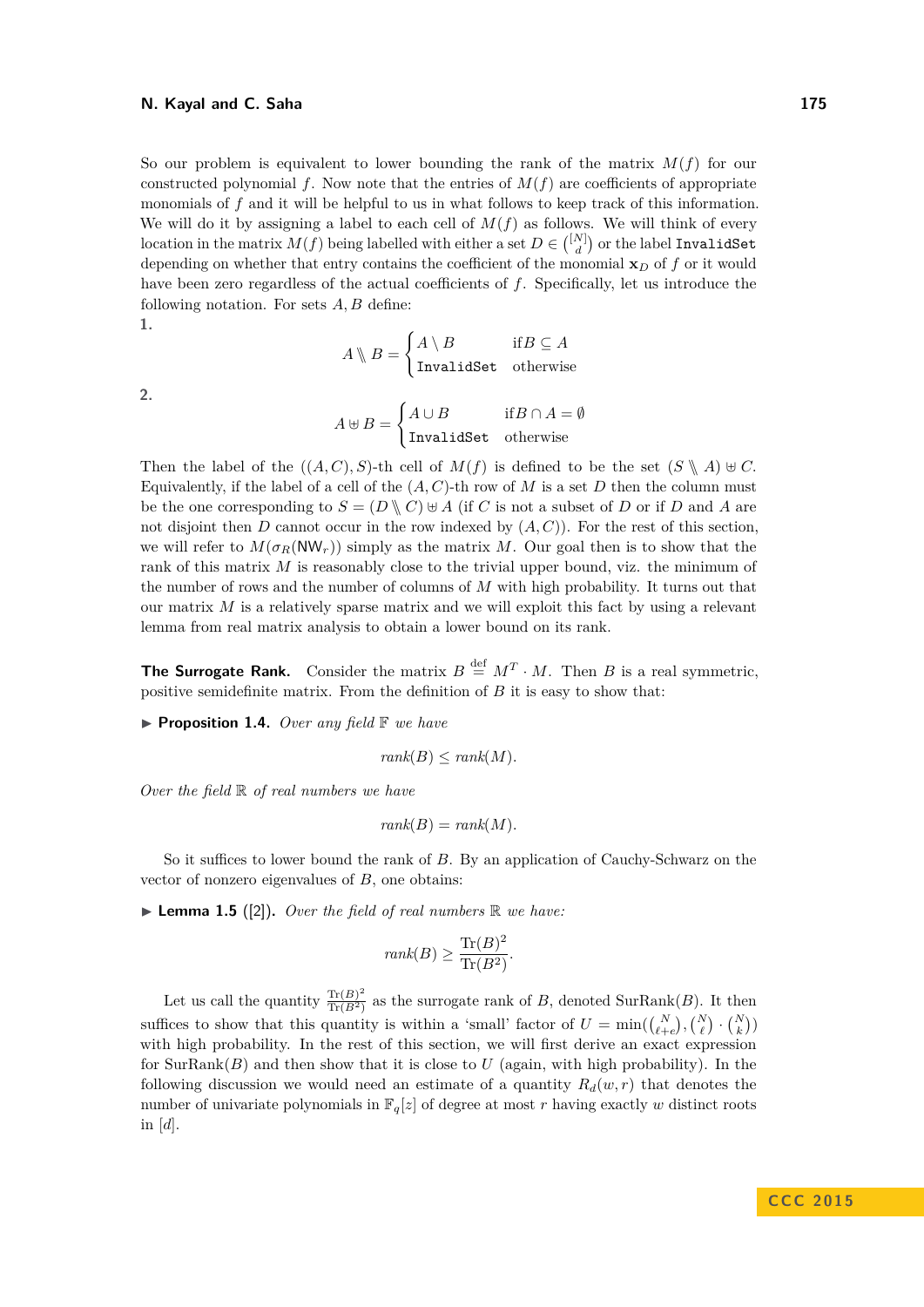So our problem is equivalent to lower bounding the rank of the matrix $M(f)$ for our constructed polynomial $f$. Now note that the entries of $M(f)$ are coefficients of appropriate monomials of $f$ and it will be helpful to us in what follows to keep track of this information. We will do it by assigning a label to each cell of $M(f)$ as follows. We will think of every location in the matrix $M(f)$ being labelled with either a set $D \in \binom{[N]}{d}$ or the label `InvalidSet` depending on whether that entry contains the coefficient of the monomial $\mathbf{x}_D$ of $f$ or it would have been zero regardless of the actual coefficients of $f$. Specifically, let us introduce the following notation. For sets $A, B$ define:

**1.**

$$A \setminus\!\!\setminus B = \begin{cases} A \setminus B & \text{if} B \subseteq A \\ \texttt{InvalidSet} & \text{otherwise} \end{cases}$$

**2.**

$$A \uplus B = \begin{cases} A \cup B & \text{if} B \cap A = \emptyset \\ \texttt{InvalidSet} & \text{otherwise} \end{cases}$$

Then the label of the $((A, C), S)$-th cell of $M(f)$ is defined to be the set $(S \setminus\!\!\setminus A) \uplus C$. Equivalently, if the label of a cell of the $(A, C)$-th row of $M$ is a set $D$ then the column must be the one corresponding to $S = (D \setminus\!\!\setminus C) \uplus A$ (if $C$ is not a subset of $D$ or if $D$ and $A$ are not disjoint then $D$ cannot occur in the row indexed by $(A, C)$). For the rest of this section, we will refer to $M(\sigma_R(\mathsf{NW}_r))$ simply as the matrix $M$. Our goal then is to show that the rank of this matrix $M$ is reasonably close to the trivial upper bound, viz. the minimum of the number of rows and the number of columns of $M$ with high probability. It turns out that our matrix $M$ is a relatively sparse matrix and we will exploit this fact by using a relevant lemma from real matrix analysis to obtain a lower bound on its rank.

**The Surrogate Rank.** Consider the matrix $B \stackrel{\text{def}}{=} M^T \cdot M$. Then $B$ is a real symmetric, positive semidefinite matrix. From the definition of $B$ it is easy to show that:

▶ **Proposition 1.4.** *Over any field $\mathbb{F}$ we have*

$$\mathit{rank}(B) \leq \mathit{rank}(M).$$

*Over the field $\mathbb{R}$ of real numbers we have*

$$\mathit{rank}(B) = \mathit{rank}(M).$$

So it suffices to lower bound the rank of $B$. By an application of Cauchy-Schwarz on the vector of nonzero eigenvalues of $B$, one obtains:

▶ **Lemma 1.5** ([2]). *Over the field of real numbers $\mathbb{R}$ we have:*

$$\mathit{rank}(B) \geq \frac{\mathrm{Tr}(B)^2}{\mathrm{Tr}(B^2)}.$$

Let us call the quantity $\frac{\mathrm{Tr}(B)^2}{\mathrm{Tr}(B^2)}$ as the surrogate rank of $B$, denoted $\mathrm{SurRank}(B)$. It then suffices to show that this quantity is within a 'small' factor of $U = \min(\binom{N}{\ell+e}, \binom{N}{\ell} \cdot \binom{N}{k})$ with high probability. In the rest of this section, we will first derive an exact expression for $\mathrm{SurRank}(B)$ and then show that it is close to $U$ (again, with high probability). In the following discussion we would need an estimate of a quantity $R_d(w, r)$ that denotes the number of univariate polynomials in $\mathbb{F}_q[z]$ of degree at most $r$ having exactly $w$ distinct roots in $[d]$.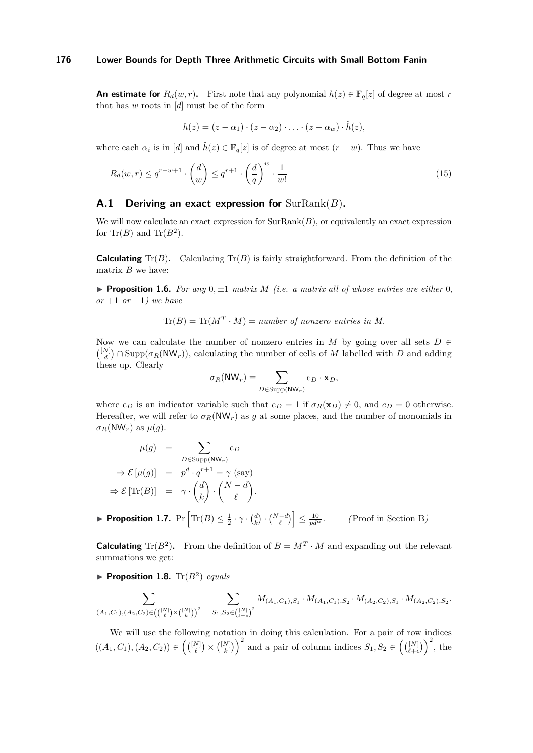**An estimate for** $R_d(w, r)$**.** First note that any polynomial $h(z) \in \mathbb{F}_q[z]$ of degree at most $r$ that has $w$ roots in $[d]$ must be of the form

$$h(z) = (z - \alpha_1) \cdot (z - \alpha_2) \cdot \ldots \cdot (z - \alpha_w) \cdot \hat{h}(z),$$

where each $\alpha_i$ is in $[d]$ and $\hat{h}(z) \in \mathbb{F}_q[z]$ is of degree at most $(r - w)$. Thus we have

$$R_d(w, r) \leq q^{r-w+1} \cdot \binom{d}{w} \leq q^{r+1} \cdot \left(\frac{d}{q}\right)^w \cdot \frac{1}{w!} \tag{15}$$

## A.1 Deriving an exact expression for $\mathrm{SurRank}(B)$.

We will now calculate an exact expression for $\mathrm{SurRank}(B)$, or equivalently an exact expression for $\mathrm{Tr}(B)$ and $\mathrm{Tr}(B^2)$.

**Calculating** $\mathrm{Tr}(B)$**.** Calculating $\mathrm{Tr}(B)$ is fairly straightforward. From the definition of the matrix $B$ we have:

▶ **Proposition 1.6.** *For any* $0, \pm 1$ *matrix* $M$ *(i.e. a matrix all of whose entries are either* $0$*, or* $+1$ *or* $-1$*) we have*

$$\mathrm{Tr}(B) = \mathrm{Tr}(M^T \cdot M) = \textit{number of nonzero entries in } M.$$

Now we can calculate the number of nonzero entries in $M$ by going over all sets $D \in \binom{[N]}{d} \cap \mathrm{Supp}(\sigma_R(\mathsf{NW}_r))$, calculating the number of cells of $M$ labelled with $D$ and adding these up. Clearly

$$\sigma_R(\mathsf{NW}_r) = \sum_{D \in \mathrm{Supp}(\mathsf{NW}_r)} e_D \cdot \mathbf{x}_D,$$

where $e_D$ is an indicator variable such that $e_D = 1$ if $\sigma_R(\mathbf{x}_D) \neq 0$, and $e_D = 0$ otherwise. Hereafter, we will refer to $\sigma_R(\mathsf{NW}_r)$ as $g$ at some places, and the number of monomials in $\sigma_R(\mathsf{NW}_r)$ as $\mu(g)$.

$$\begin{aligned}
\mu(g) &= \sum_{D \in \mathrm{Supp}(\mathsf{NW}_r)} e_D \\
\Rightarrow \mathcal{E}\left[\mu(g)\right] &= p^d \cdot q^{r+1} = \gamma \text{ (say)} \\
\Rightarrow \mathcal{E}\left[\mathrm{Tr}(B)\right] &= \gamma \cdot \binom{d}{k} \cdot \binom{N-d}{\ell}.
\end{aligned}$$

▶ **Proposition 1.7.** $\Pr\left[\mathrm{Tr}(B) \leq \frac{1}{2} \cdot \gamma \cdot \binom{d}{k} \cdot \binom{N-d}{\ell}\right] \leq \frac{10}{pd^\alpha}$. *(*Proof in Section B*)*

**Calculating** $\mathrm{Tr}(B^2)$**.** From the definition of $B = M^T \cdot M$ and expanding out the relevant summations we get:

▶ **Proposition 1.8.** $\mathrm{Tr}(B^2)$ *equals*

$$\sum_{(A_1,C_1),(A_2,C_2) \in \left(\binom{[N]}{\ell} \times \binom{[N]}{k}\right)^2} \quad \sum_{S_1,S_2 \in \binom{[N]}{\ell+e}^2} M_{(A_1,C_1),S_1} \cdot M_{(A_1,C_1),S_2} \cdot M_{(A_2,C_2),S_1} \cdot M_{(A_2,C_2),S_2}.$$

We will use the following notation in doing this calculation. For a pair of row indices $((A_1, C_1), (A_2, C_2)) \in \left(\binom{[N]}{\ell} \times \binom{[N]}{k}\right)^2$ and a pair of column indices $S_1, S_2 \in \left(\binom{[N]}{\ell+e}\right)^2$, the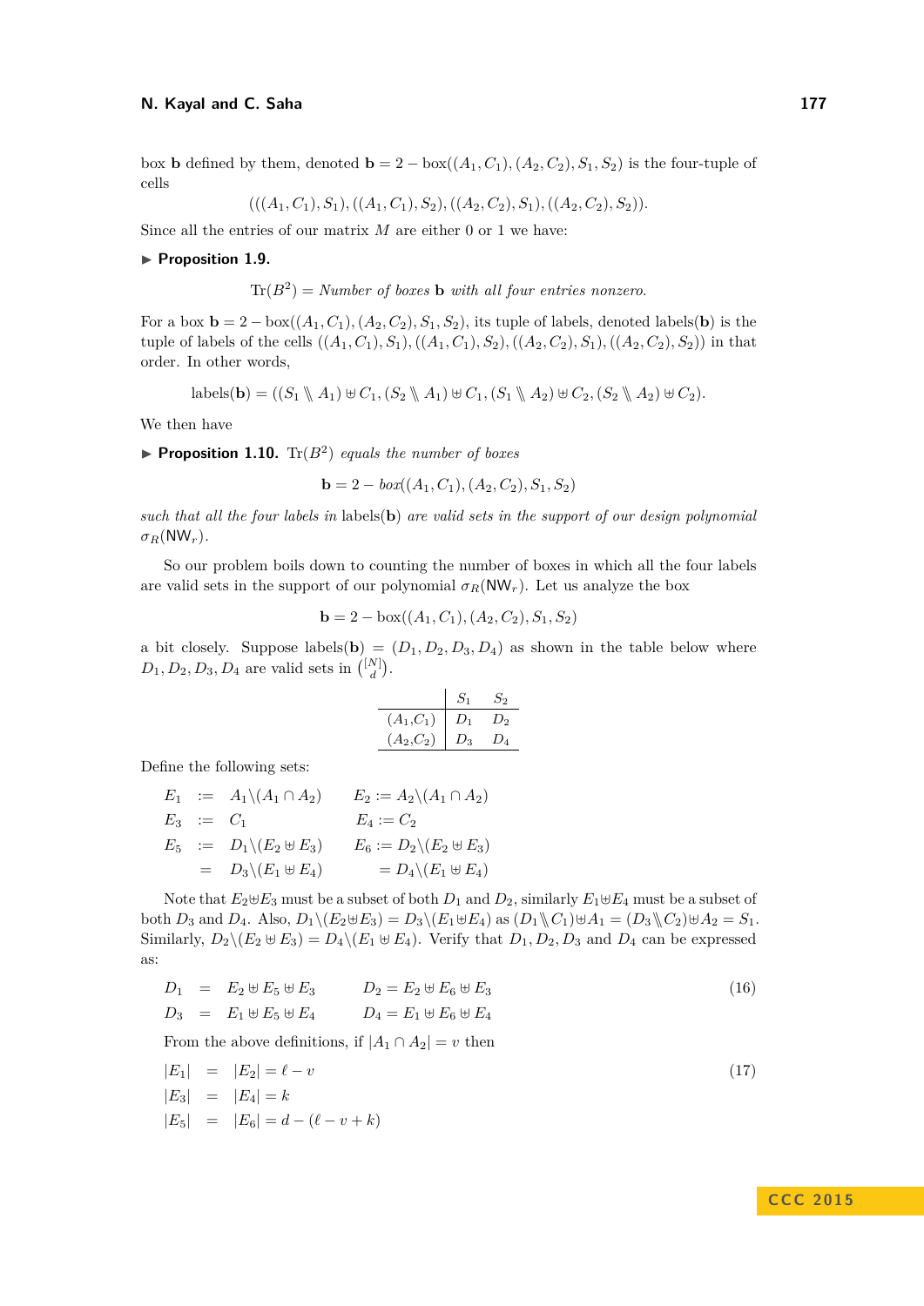box $\mathbf{b}$ defined by them, denoted $\mathbf{b} = 2 - \text{box}((A_1, C_1), (A_2, C_2), S_1, S_2)$ is the four-tuple of cells

$$(((A_1, C_1), S_1), ((A_1, C_1), S_2), ((A_2, C_2), S_1), ((A_2, C_2), S_2)).$$

Since all the entries of our matrix $M$ are either 0 or 1 we have:

▶ **Proposition 1.9.**

$$\text{Tr}(B^2) = \textit{Number of boxes } \mathbf{b} \textit{ with all four entries nonzero.}$$

For a box $\mathbf{b} = 2 - \text{box}((A_1, C_1), (A_2, C_2), S_1, S_2)$, its tuple of labels, denoted labels($\mathbf{b}$) is the tuple of labels of the cells $((A_1, C_1), S_1), ((A_1, C_1), S_2), ((A_2, C_2), S_1), ((A_2, C_2), S_2))$ in that order. In other words,

$$\text{labels}(\mathbf{b}) = ((S_1 \setminus\!\!\setminus A_1) \uplus C_1, (S_2 \setminus\!\!\setminus A_1) \uplus C_1, (S_1 \setminus\!\!\setminus A_2) \uplus C_2, (S_2 \setminus\!\!\setminus A_2) \uplus C_2).$$

We then have

▶ **Proposition 1.10.** $\text{Tr}(B^2)$ *equals the number of boxes*

$$\mathbf{b} = 2 - \textit{box}((A_1, C_1), (A_2, C_2), S_1, S_2)$$

*such that all the four labels in* labels($\mathbf{b}$) *are valid sets in the support of our design polynomial* $\sigma_R(\mathsf{NW}_r)$.

So our problem boils down to counting the number of boxes in which all the four labels are valid sets in the support of our polynomial $\sigma_R(\mathsf{NW}_r)$. Let us analyze the box

$$\mathbf{b} = 2 - \text{box}((A_1, C_1), (A_2, C_2), S_1, S_2)$$

a bit closely. Suppose labels($\mathbf{b}$) $= (D_1, D_2, D_3, D_4)$ as shown in the table below where $D_1, D_2, D_3, D_4$ are valid sets in $\binom{[N]}{d}$.

| | $S_1$ | $S_2$ |
|---|---|---|
| $(A_1,C_1)$ | $D_1$ | $D_2$ |
| $(A_2,C_2)$ | $D_3$ | $D_4$ |

Define the following sets:

$$\begin{aligned}
E_1 &:= A_1 \backslash (A_1 \cap A_2) \qquad & E_2 &:= A_2 \backslash (A_1 \cap A_2) \\
E_3 &:= C_1 & E_4 &:= C_2 \\
E_5 &:= D_1 \backslash (E_2 \uplus E_3) & E_6 &:= D_2 \backslash (E_2 \uplus E_3) \\
&= D_3 \backslash (E_1 \uplus E_4) & &= D_4 \backslash (E_1 \uplus E_4)
\end{aligned}$$

Note that $E_2 \uplus E_3$ must be a subset of both $D_1$ and $D_2$, similarly $E_1 \uplus E_4$ must be a subset of both $D_3$ and $D_4$. Also, $D_1 \backslash (E_2 \uplus E_3) = D_3 \backslash (E_1 \uplus E_4)$ as $(D_1 \setminus\!\!\setminus C_1) \uplus A_1 = (D_3 \setminus\!\!\setminus C_2) \uplus A_2 = S_1$. Similarly, $D_2 \backslash (E_2 \uplus E_3) = D_4 \backslash (E_1 \uplus E_4)$. Verify that $D_1, D_2, D_3$ and $D_4$ can be expressed as:

$$\begin{aligned}
D_1 &= E_2 \uplus E_5 \uplus E_3 \qquad & D_2 &= E_2 \uplus E_6 \uplus E_3 \\
D_3 &= E_1 \uplus E_5 \uplus E_4 & D_4 &= E_1 \uplus E_6 \uplus E_4
\end{aligned} \tag{16}$$

From the above definitions, if $|A_1 \cap A_2| = v$ then

$$\begin{aligned}
|E_1| &= |E_2| = \ell - v \\
|E_3| &= |E_4| = k \\
|E_5| &= |E_6| = d - (\ell - v + k)
\end{aligned} \tag{17}$$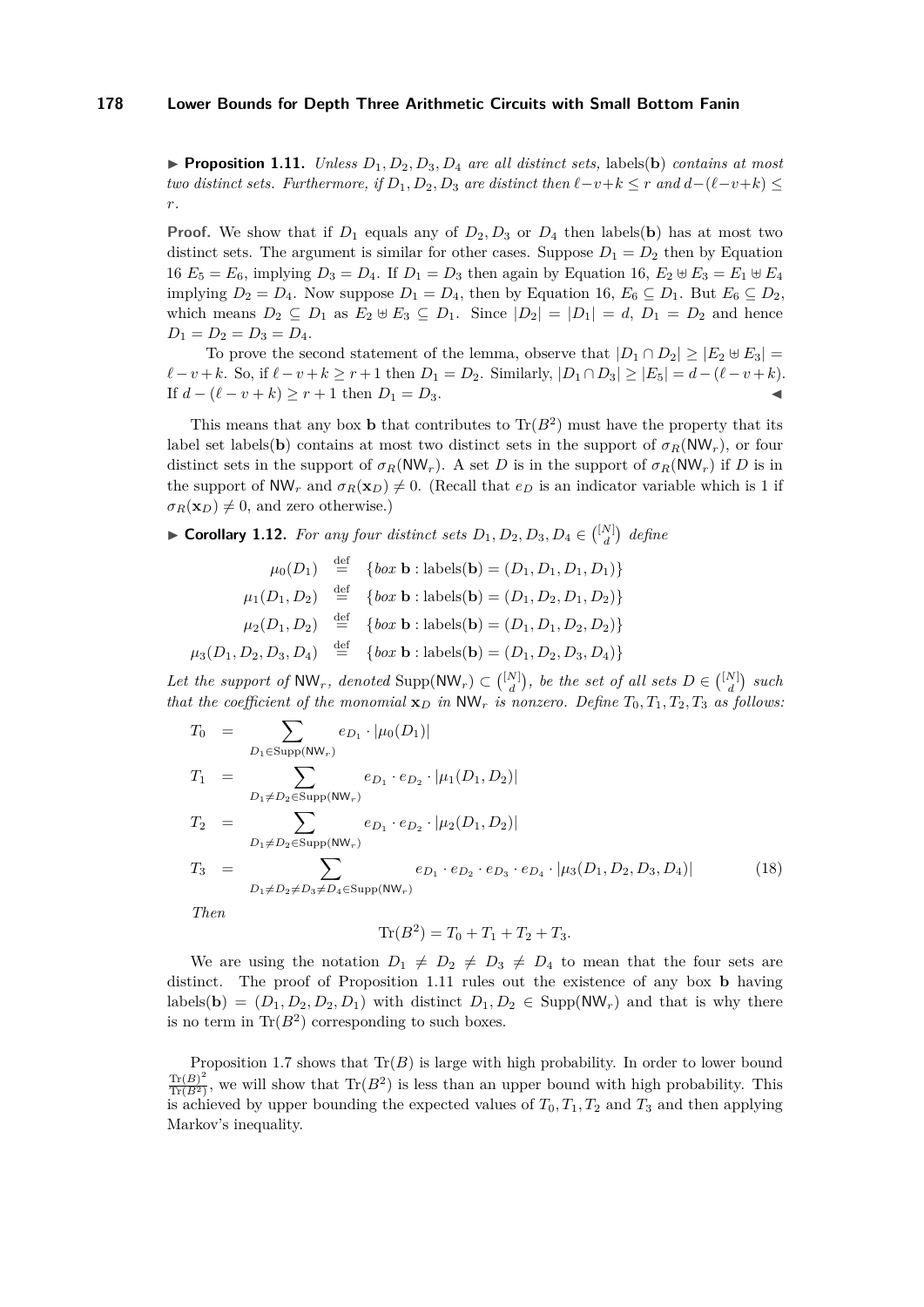▶ **Proposition 1.11.** *Unless $D_1, D_2, D_3, D_4$ are all distinct sets,* labels($\mathbf{b}$) *contains at most two distinct sets. Furthermore, if $D_1, D_2, D_3$ are distinct then $\ell - v + k \le r$ and $d - (\ell - v + k) \le r$.*

**Proof.** We show that if $D_1$ equals any of $D_2, D_3$ or $D_4$ then labels($\mathbf{b}$) has at most two distinct sets. The argument is similar for other cases. Suppose $D_1 = D_2$ then by Equation 16 $E_5 = E_6$, implying $D_3 = D_4$. If $D_1 = D_3$ then again by Equation 16, $E_2 \uplus E_3 = E_1 \uplus E_4$ implying $D_2 = D_4$. Now suppose $D_1 = D_4$, then by Equation 16, $E_6 \subseteq D_1$. But $E_6 \subseteq D_2$, which means $D_2 \subseteq D_1$ as $E_2 \uplus E_3 \subseteq D_1$. Since $|D_2| = |D_1| = d$, $D_1 = D_2$ and hence $D_1 = D_2 = D_3 = D_4$.

To prove the second statement of the lemma, observe that $|D_1 \cap D_2| \ge |E_2 \uplus E_3| = \ell - v + k$. So, if $\ell - v + k \ge r + 1$ then $D_1 = D_2$. Similarly, $|D_1 \cap D_3| \ge |E_5| = d - (\ell - v + k)$. If $d - (\ell - v + k) \ge r + 1$ then $D_1 = D_3$. ◀

This means that any box $\mathbf{b}$ that contributes to $\mathrm{Tr}(B^2)$ must have the property that its label set labels($\mathbf{b}$) contains at most two distinct sets in the support of $\sigma_R(\mathsf{NW}_r)$, or four distinct sets in the support of $\sigma_R(\mathsf{NW}_r)$. A set $D$ is in the support of $\sigma_R(\mathsf{NW}_r)$ if $D$ is in the support of $\mathsf{NW}_r$ and $\sigma_R(\mathbf{x}_D) \neq 0$. (Recall that $e_D$ is an indicator variable which is 1 if $\sigma_R(\mathbf{x}_D) \neq 0$, and zero otherwise.)

▶ **Corollary 1.12.** *For any four distinct sets $D_1, D_2, D_3, D_4 \in \binom{[N]}{d}$ define*

$$
\begin{aligned}
\mu_0(D_1) &\stackrel{\text{def}}{=} \{\text{box } \mathbf{b} : \text{labels}(\mathbf{b}) = (D_1, D_1, D_1, D_1)\} \\
\mu_1(D_1, D_2) &\stackrel{\text{def}}{=} \{\text{box } \mathbf{b} : \text{labels}(\mathbf{b}) = (D_1, D_2, D_1, D_2)\} \\
\mu_2(D_1, D_2) &\stackrel{\text{def}}{=} \{\text{box } \mathbf{b} : \text{labels}(\mathbf{b}) = (D_1, D_1, D_2, D_2)\} \\
\mu_3(D_1, D_2, D_3, D_4) &\stackrel{\text{def}}{=} \{\text{box } \mathbf{b} : \text{labels}(\mathbf{b}) = (D_1, D_2, D_3, D_4)\}
\end{aligned}
$$

*Let the support of $\mathsf{NW}_r$, denoted $\mathrm{Supp}(\mathsf{NW}_r) \subset \binom{[N]}{d}$, be the set of all sets $D \in \binom{[N]}{d}$ such that the coefficient of the monomial $\mathbf{x}_D$ in $\mathsf{NW}_r$ is nonzero. Define $T_0, T_1, T_2, T_3$ as follows:*

$$
\begin{aligned}
T_0 &= \sum_{D_1 \in \mathrm{Supp}(\mathsf{NW}_r)} e_{D_1} \cdot |\mu_0(D_1)| \\
T_1 &= \sum_{D_1 \neq D_2 \in \mathrm{Supp}(\mathsf{NW}_r)} e_{D_1} \cdot e_{D_2} \cdot |\mu_1(D_1, D_2)| \\
T_2 &= \sum_{D_1 \neq D_2 \in \mathrm{Supp}(\mathsf{NW}_r)} e_{D_1} \cdot e_{D_2} \cdot |\mu_2(D_1, D_2)| \\
T_3 &= \sum_{D_1 \neq D_2 \neq D_3 \neq D_4 \in \mathrm{Supp}(\mathsf{NW}_r)} e_{D_1} \cdot e_{D_2} \cdot e_{D_3} \cdot e_{D_4} \cdot |\mu_3(D_1, D_2, D_3, D_4)| \qquad (18)
\end{aligned}
$$

*Then*

$$
\mathrm{Tr}(B^2) = T_0 + T_1 + T_2 + T_3.
$$

We are using the notation $D_1 \neq D_2 \neq D_3 \neq D_4$ to mean that the four sets are distinct. The proof of Proposition 1.11 rules out the existence of any box $\mathbf{b}$ having labels($\mathbf{b}$) $= (D_1, D_2, D_2, D_1)$ with distinct $D_1, D_2 \in \mathrm{Supp}(\mathsf{NW}_r)$ and that is why there is no term in $\mathrm{Tr}(B^2)$ corresponding to such boxes.

Proposition 1.7 shows that $\mathrm{Tr}(B)$ is large with high probability. In order to lower bound $\frac{\mathrm{Tr}(B)^2}{\mathrm{Tr}(B^2)}$, we will show that $\mathrm{Tr}(B^2)$ is less than an upper bound with high probability. This is achieved by upper bounding the expected values of $T_0, T_1, T_2$ and $T_3$ and then applying Markov's inequality.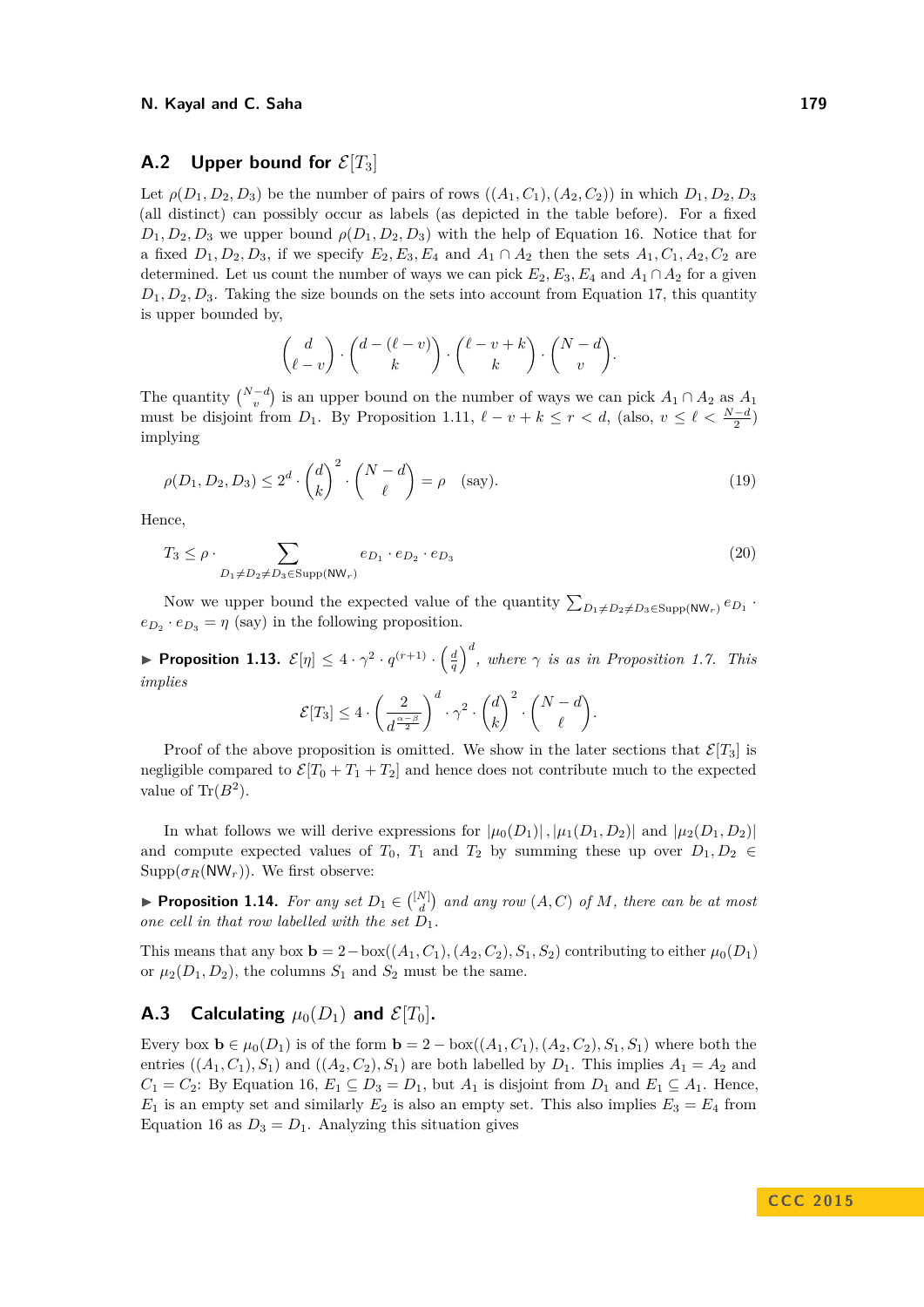## A.2 Upper bound for $\mathcal{E}[T_3]$

Let $\rho(D_1, D_2, D_3)$ be the number of pairs of rows $((A_1, C_1), (A_2, C_2))$ in which $D_1, D_2, D_3$ (all distinct) can possibly occur as labels (as depicted in the table before). For a fixed $D_1, D_2, D_3$ we upper bound $\rho(D_1, D_2, D_3)$ with the help of Equation 16. Notice that for a fixed $D_1, D_2, D_3$, if we specify $E_2, E_3, E_4$ and $A_1 \cap A_2$ then the sets $A_1, C_1, A_2, C_2$ are determined. Let us count the number of ways we can pick $E_2, E_3, E_4$ and $A_1 \cap A_2$ for a given $D_1, D_2, D_3$. Taking the size bounds on the sets into account from Equation 17, this quantity is upper bounded by,

$$\binom{d}{\ell - v} \cdot \binom{d - (\ell - v)}{k} \cdot \binom{\ell - v + k}{k} \cdot \binom{N - d}{v}.$$

The quantity $\binom{N-d}{v}$ is an upper bound on the number of ways we can pick $A_1 \cap A_2$ as $A_1$ must be disjoint from $D_1$. By Proposition 1.11, $\ell - v + k \leq r < d$, (also, $v \leq \ell < \frac{N-d}{2}$) implying

$$\rho(D_1, D_2, D_3) \leq 2^d \cdot \binom{d}{k}^2 \cdot \binom{N-d}{\ell} = \rho \quad \text{(say)}. \tag{19}$$

Hence,

$$T_3 \leq \rho \cdot \sum_{D_1 \neq D_2 \neq D_3 \in \text{Supp}(\mathsf{NW}_r)} e_{D_1} \cdot e_{D_2} \cdot e_{D_3} \tag{20}$$

Now we upper bound the expected value of the quantity $\sum_{D_1 \neq D_2 \neq D_3 \in \text{Supp}(\mathsf{NW}_r)} e_{D_1} \cdot e_{D_2} \cdot e_{D_3} = \eta$ (say) in the following proposition.

▶ **Proposition 1.13.** *$\mathcal{E}[\eta] \leq 4 \cdot \gamma^2 \cdot q^{(r+1)} \cdot \left(\frac{d}{q}\right)^d$, where $\gamma$ is as in Proposition 1.7. This implies*

$$\mathcal{E}[T_3] \leq 4 \cdot \left(\frac{2}{d^{\frac{\alpha - \beta}{2}}}\right)^d \cdot \gamma^2 \cdot \binom{d}{k}^2 \cdot \binom{N-d}{\ell}.$$

Proof of the above proposition is omitted. We show in the later sections that $\mathcal{E}[T_3]$ is negligible compared to $\mathcal{E}[T_0 + T_1 + T_2]$ and hence does not contribute much to the expected value of $\text{Tr}(B^2)$.

In what follows we will derive expressions for $|\mu_0(D_1)|$, $|\mu_1(D_1, D_2)|$ and $|\mu_2(D_1, D_2)|$ and compute expected values of $T_0$, $T_1$ and $T_2$ by summing these up over $D_1, D_2 \in \text{Supp}(\sigma_R(\mathsf{NW}_r))$. We first observe:

▶ **Proposition 1.14.** *For any set $D_1 \in \binom{[N]}{d}$ and any row $(A, C)$ of $M$, there can be at most one cell in that row labelled with the set $D_1$.*

This means that any box $\mathbf{b} = 2-\text{box}((A_1, C_1), (A_2, C_2), S_1, S_2)$ contributing to either $\mu_0(D_1)$ or $\mu_2(D_1, D_2)$, the columns $S_1$ and $S_2$ must be the same.

## A.3 Calculating $\mu_0(D_1)$ and $\mathcal{E}[T_0]$.

Every box $\mathbf{b} \in \mu_0(D_1)$ is of the form $\mathbf{b} = 2-\text{box}((A_1, C_1), (A_2, C_2), S_1, S_1)$ where both the entries $((A_1, C_1), S_1)$ and $((A_2, C_2), S_1)$ are both labelled by $D_1$. This implies $A_1 = A_2$ and $C_1 = C_2$: By Equation 16, $E_1 \subseteq D_3 = D_1$, but $A_1$ is disjoint from $D_1$ and $E_1 \subseteq A_1$. Hence, $E_1$ is an empty set and similarly $E_2$ is also an empty set. This also implies $E_3 = E_4$ from Equation 16 as $D_3 = D_1$. Analyzing this situation gives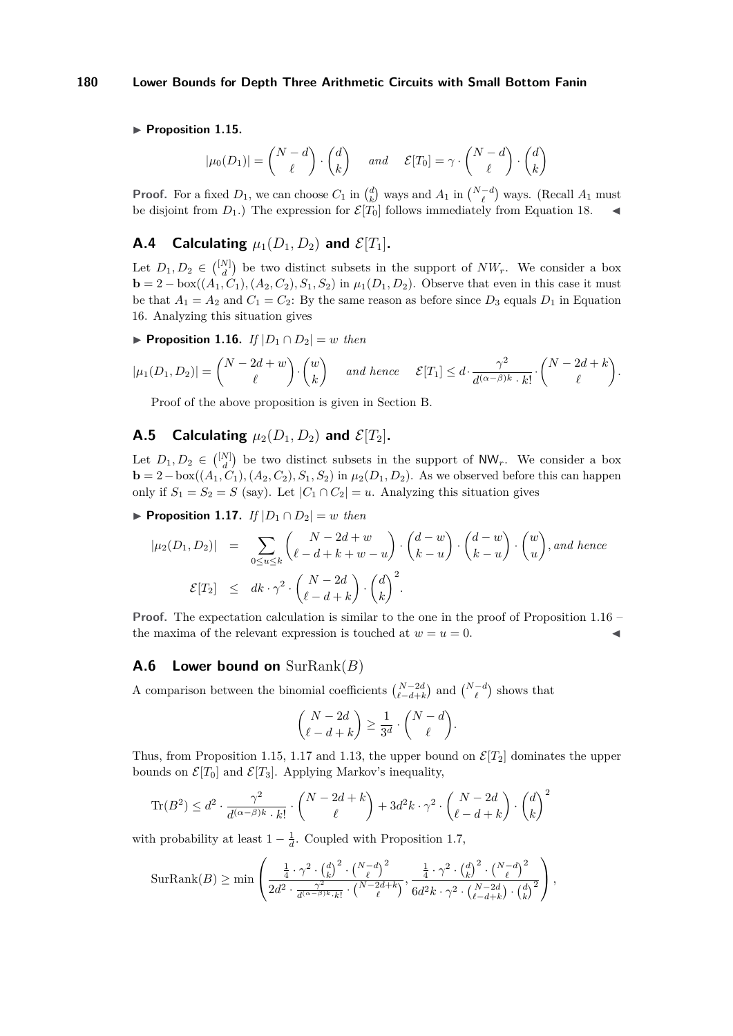▶ **Proposition 1.15.**

$$|\mu_0(D_1)| = \binom{N-d}{\ell} \cdot \binom{d}{k} \quad \text{ and } \quad \mathcal{E}[T_0] = \gamma \cdot \binom{N-d}{\ell} \cdot \binom{d}{k}$$

**Proof.** For a fixed $D_1$, we can choose $C_1$ in $\binom{d}{k}$ ways and $A_1$ in $\binom{N-d}{\ell}$ ways. (Recall $A_1$ must be disjoint from $D_1$.) The expression for $\mathcal{E}[T_0]$ follows immediately from Equation 18. ◀

## A.4 Calculating $\mu_1(D_1, D_2)$ and $\mathcal{E}[T_1]$.

Let $D_1, D_2 \in \binom{[N]}{d}$ be two distinct subsets in the support of $NW_r$. We consider a box $\mathbf{b} = 2 - \text{box}((A_1, C_1), (A_2, C_2), S_1, S_2)$ in $\mu_1(D_1, D_2)$. Observe that even in this case it must be that $A_1 = A_2$ and $C_1 = C_2$: By the same reason as before since $D_3$ equals $D_1$ in Equation 16. Analyzing this situation gives

▶ **Proposition 1.16.** *If* $|D_1 \cap D_2| = w$ *then*

$$|\mu_1(D_1, D_2)| = \binom{N-2d+w}{\ell} \cdot \binom{w}{k} \quad \text{ and hence } \quad \mathcal{E}[T_1] \leq d \cdot \frac{\gamma^2}{d^{(\alpha-\beta)k} \cdot k!} \cdot \binom{N-2d+k}{\ell}.$$

Proof of the above proposition is given in Section B.

## A.5 Calculating $\mu_2(D_1, D_2)$ and $\mathcal{E}[T_2]$.

Let $D_1, D_2 \in \binom{[N]}{d}$ be two distinct subsets in the support of $\mathsf{NW}_r$. We consider a box $\mathbf{b} = 2 - \text{box}((A_1, C_1), (A_2, C_2), S_1, S_2)$ in $\mu_2(D_1, D_2)$. As we observed before this can happen only if $S_1 = S_2 = S$ (say). Let $|C_1 \cap C_2| = u$. Analyzing this situation gives

▶ **Proposition 1.17.** *If* $|D_1 \cap D_2| = w$ *then*

$$\begin{aligned}
|\mu_2(D_1, D_2)| &= \sum_{0 \leq u \leq k} \binom{N-2d+w}{\ell-d+k+w-u} \cdot \binom{d-w}{k-u} \cdot \binom{d-w}{k-u} \cdot \binom{w}{u}, \text{ and hence} \\
\mathcal{E}[T_2] &\leq dk \cdot \gamma^2 \cdot \binom{N-2d}{\ell-d+k} \cdot \binom{d}{k}^2.
\end{aligned}$$

**Proof.** The expectation calculation is similar to the one in the proof of Proposition 1.16 – the maxima of the relevant expression is touched at $w = u = 0$. ◀

## A.6 Lower bound on $\text{SurRank}(B)$

A comparison between the binomial coefficients $\binom{N-2d}{\ell-d+k}$ and $\binom{N-d}{\ell}$ shows that

$$\binom{N-2d}{\ell-d+k} \geq \frac{1}{3^d} \cdot \binom{N-d}{\ell}.$$

Thus, from Proposition 1.15, 1.17 and 1.13, the upper bound on $\mathcal{E}[T_2]$ dominates the upper bounds on $\mathcal{E}[T_0]$ and $\mathcal{E}[T_3]$. Applying Markov's inequality,

$$\text{Tr}(B^2) \leq d^2 \cdot \frac{\gamma^2}{d^{(\alpha-\beta)k} \cdot k!} \cdot \binom{N-2d+k}{\ell} + 3d^2k \cdot \gamma^2 \cdot \binom{N-2d}{\ell-d+k} \cdot \binom{d}{k}^2$$

with probability at least $1 - \frac{1}{d}$. Coupled with Proposition 1.7,

$$\text{SurRank}(B) \geq \min\left( \frac{\frac{1}{4} \cdot \gamma^2 \cdot \binom{d}{k}^2 \cdot \binom{N-d}{\ell}^2}{2d^2 \cdot \frac{\gamma^2}{d^{(\alpha-\beta)k} \cdot k!} \cdot \binom{N-2d+k}{\ell}}, \frac{\frac{1}{4} \cdot \gamma^2 \cdot \binom{d}{k}^2 \cdot \binom{N-d}{\ell}^2}{6d^2k \cdot \gamma^2 \cdot \binom{N-2d}{\ell-d+k} \cdot \binom{d}{k}^2} \right),$$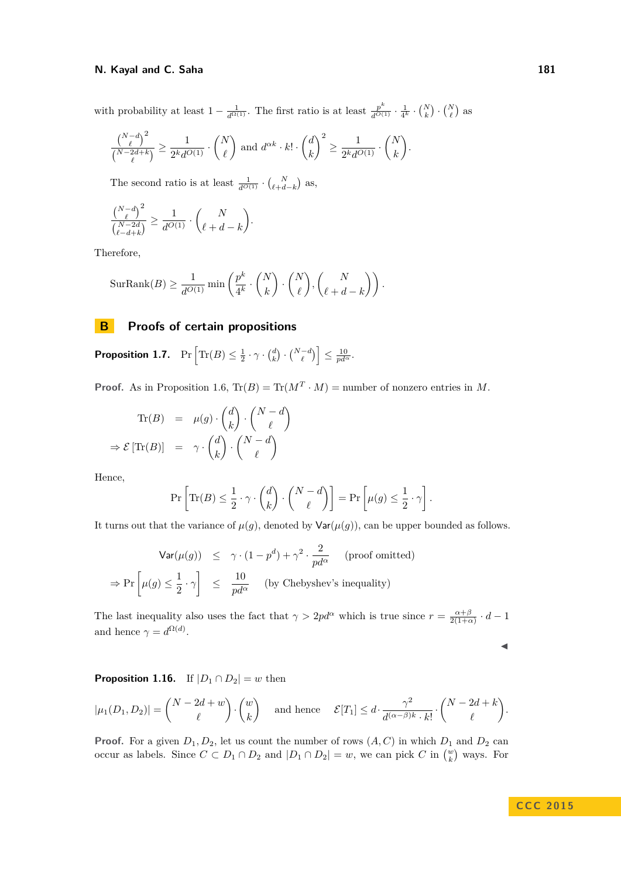with probability at least $1 - \frac{1}{d^{\Omega(1)}}$. The first ratio is at least $\frac{p^k}{d^{O(1)}} \cdot \frac{1}{4^k} \cdot \binom{N}{k} \cdot \binom{N}{\ell}$ as

$$\frac{\binom{N-d}{\ell}^2}{\binom{N-2d+k}{\ell}} \geq \frac{1}{2^k d^{O(1)}} \cdot \binom{N}{\ell} \text{ and } d^{\alpha k} \cdot k! \cdot \binom{d}{k}^2 \geq \frac{1}{2^k d^{O(1)}} \cdot \binom{N}{k}.$$

The second ratio is at least $\frac{1}{d^{O(1)}} \cdot \binom{N}{\ell+d-k}$ as,

$$\frac{\binom{N-d}{\ell}^2}{\binom{N-2d}{\ell-d+k}} \geq \frac{1}{d^{O(1)}} \cdot \binom{N}{\ell+d-k}.$$

Therefore,

$$\text{SurRank}(B) \geq \frac{1}{d^{O(1)}} \min\left(\frac{p^k}{4^k} \cdot \binom{N}{k} \cdot \binom{N}{\ell}, \binom{N}{\ell+d-k}\right).$$

## B Proofs of certain propositions

**Proposition 1.7.** $\Pr\left[\text{Tr}(B) \leq \frac{1}{2} \cdot \gamma \cdot \binom{d}{k} \cdot \binom{N-d}{\ell}\right] \leq \frac{10}{pd^\alpha}$.

**Proof.** As in Proposition 1.6, $\text{Tr}(B) = \text{Tr}(M^T \cdot M) =$ number of nonzero entries in $M$.

$$\begin{aligned}
\text{Tr}(B) &= \mu(g) \cdot \binom{d}{k} \cdot \binom{N-d}{\ell} \\
\Rightarrow \mathcal{E}\left[\text{Tr}(B)\right] &= \gamma \cdot \binom{d}{k} \cdot \binom{N-d}{\ell}
\end{aligned}$$

Hence,

$$\Pr\left[\text{Tr}(B) \leq \frac{1}{2} \cdot \gamma \cdot \binom{d}{k} \cdot \binom{N-d}{\ell}\right] = \Pr\left[\mu(g) \leq \frac{1}{2} \cdot \gamma\right].$$

It turns out that the variance of $\mu(g)$, denoted by $\mathsf{Var}(\mu(g))$, can be upper bounded as follows.

$$\begin{aligned}
\mathsf{Var}(\mu(g)) &\leq \gamma \cdot (1 - p^d) + \gamma^2 \cdot \frac{2}{pd^\alpha} \quad \text{(proof omitted)} \\
\Rightarrow \Pr\left[\mu(g) \leq \frac{1}{2} \cdot \gamma\right] &\leq \frac{10}{pd^\alpha} \quad \text{(by Chebyshev's inequality)}
\end{aligned}$$

The last inequality also uses the fact that $\gamma > 2pd^\alpha$ which is true since $r = \frac{\alpha+\beta}{2(1+\alpha)} \cdot d - 1$ and hence $\gamma = d^{\Omega(d)}$.

◀

**Proposition 1.16.** If $|D_1 \cap D_2| = w$ then

$$|\mu_1(D_1, D_2)| = \binom{N-2d+w}{\ell} \cdot \binom{w}{k} \quad \text{and hence} \quad \mathcal{E}[T_1] \leq d \cdot \frac{\gamma^2}{d^{(\alpha-\beta)k} \cdot k!} \cdot \binom{N-2d+k}{\ell}.$$

**Proof.** For a given $D_1, D_2$, let us count the number of rows $(A, C)$ in which $D_1$ and $D_2$ can occur as labels. Since $C \subset D_1 \cap D_2$ and $|D_1 \cap D_2| = w$, we can pick $C$ in $\binom{w}{k}$ ways. For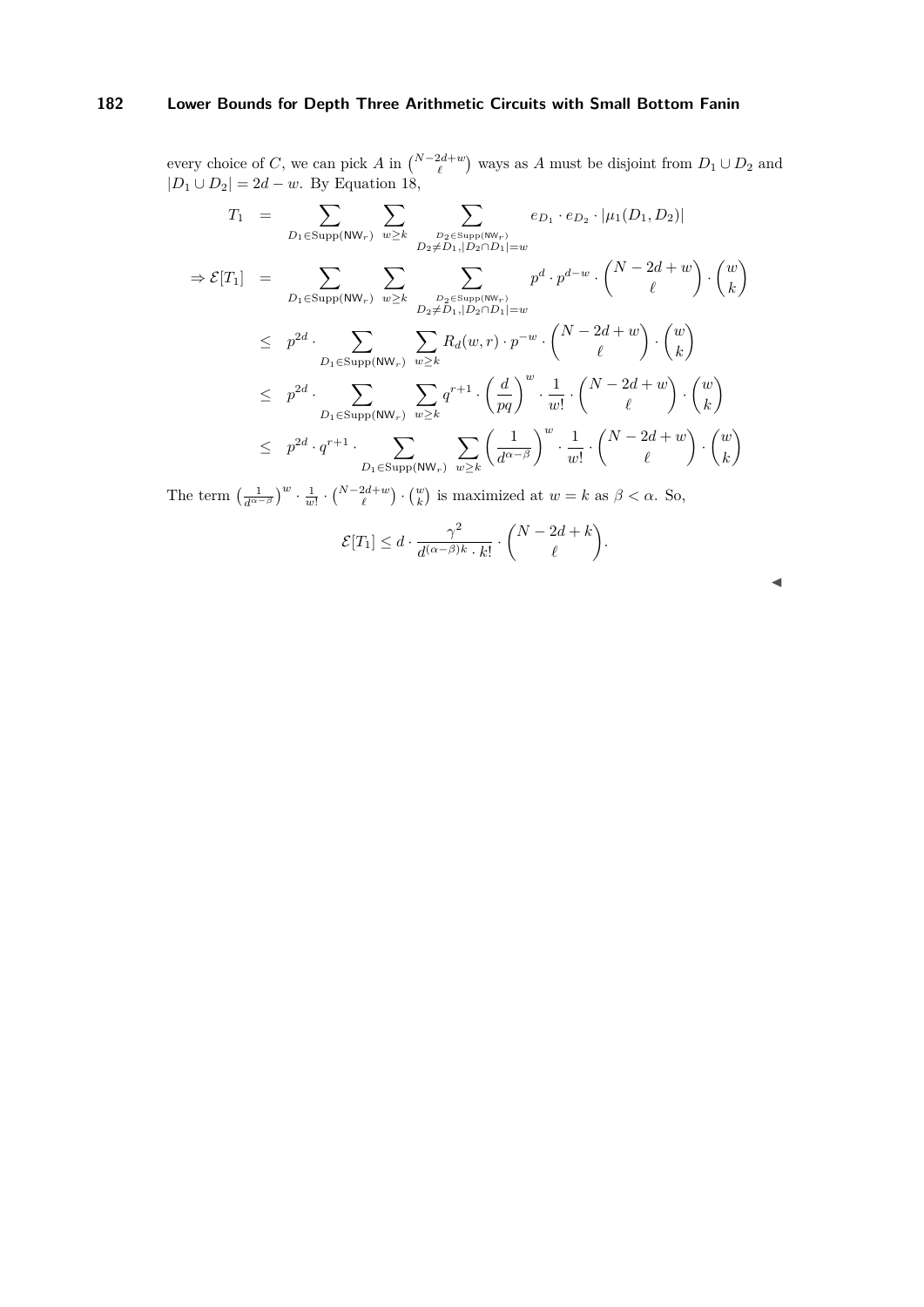every choice of $C$, we can pick $A$ in $\binom{N-2d+w}{\ell}$ ways as $A$ must be disjoint from $D_1 \cup D_2$ and $|D_1 \cup D_2| = 2d - w$. By Equation 18,

$$
\begin{aligned}
T_1 &= \sum_{D_1 \in \mathrm{Supp}(\mathsf{NW}_r)} \sum_{w \geq k} \sum_{\substack{D_2 \in \mathrm{Supp}(\mathsf{NW}_r) \\ D_2 \neq D_1, |D_2 \cap D_1| = w}} e_{D_1} \cdot e_{D_2} \cdot |\mu_1(D_1, D_2)| \\
\Rightarrow \mathcal{E}[T_1] &= \sum_{D_1 \in \mathrm{Supp}(\mathsf{NW}_r)} \sum_{w \geq k} \sum_{\substack{D_2 \in \mathrm{Supp}(\mathsf{NW}_r) \\ D_2 \neq D_1, |D_2 \cap D_1| = w}} p^d \cdot p^{d-w} \cdot \binom{N-2d+w}{\ell} \cdot \binom{w}{k} \\
&\leq p^{2d} \cdot \sum_{D_1 \in \mathrm{Supp}(\mathsf{NW}_r)} \sum_{w \geq k} R_d(w, r) \cdot p^{-w} \cdot \binom{N-2d+w}{\ell} \cdot \binom{w}{k} \\
&\leq p^{2d} \cdot \sum_{D_1 \in \mathrm{Supp}(\mathsf{NW}_r)} \sum_{w \geq k} q^{r+1} \cdot \left(\frac{d}{pq}\right)^w \cdot \frac{1}{w!} \cdot \binom{N-2d+w}{\ell} \cdot \binom{w}{k} \\
&\leq p^{2d} \cdot q^{r+1} \cdot \sum_{D_1 \in \mathrm{Supp}(\mathsf{NW}_r)} \sum_{w \geq k} \left(\frac{1}{d^{\alpha-\beta}}\right)^w \cdot \frac{1}{w!} \cdot \binom{N-2d+w}{\ell} \cdot \binom{w}{k}
\end{aligned}
$$

The term $\left(\frac{1}{d^{\alpha-\beta}}\right)^w \cdot \frac{1}{w!} \cdot \binom{N-2d+w}{\ell} \cdot \binom{w}{k}$ is maximized at $w = k$ as $\beta < \alpha$. So,

$$
\mathcal{E}[T_1] \leq d \cdot \frac{\gamma^2}{d^{(\alpha-\beta)k} \cdot k!} \cdot \binom{N-2d+k}{\ell}.
$$

◀